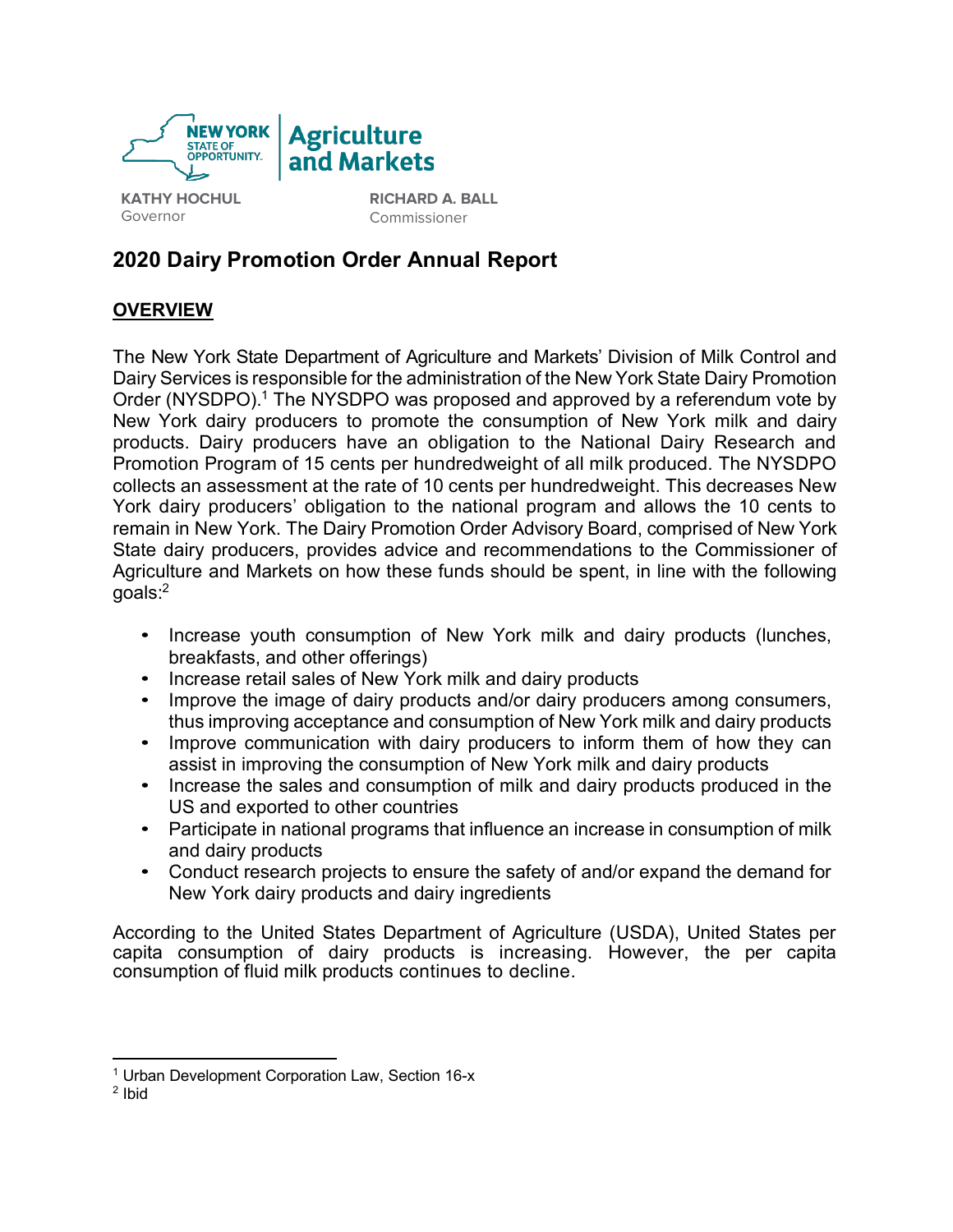NEW YORK STATE OF OPPORTUNITY. | Agriculture and Markets

KATHY HOCHUL
Governor

RICHARD A. BALL
Commissioner

# 2020 Dairy Promotion Order Annual Report

## OVERVIEW

The New York State Department of Agriculture and Markets' Division of Milk Control and Dairy Services is responsible for the administration of the New York State Dairy Promotion Order (NYSDPO).[1] The NYSDPO was proposed and approved by a referendum vote by New York dairy producers to promote the consumption of New York milk and dairy products. Dairy producers have an obligation to the National Dairy Research and Promotion Program of 15 cents per hundredweight of all milk produced. The NYSDPO collects an assessment at the rate of 10 cents per hundredweight. This decreases New York dairy producers' obligation to the national program and allows the 10 cents to remain in New York. The Dairy Promotion Order Advisory Board, comprised of New York State dairy producers, provides advice and recommendations to the Commissioner of Agriculture and Markets on how these funds should be spent, in line with the following goals:[2]

- Increase youth consumption of New York milk and dairy products (lunches, breakfasts, and other offerings)
- Increase retail sales of New York milk and dairy products
- Improve the image of dairy products and/or dairy producers among consumers, thus improving acceptance and consumption of New York milk and dairy products
- Improve communication with dairy producers to inform them of how they can assist in improving the consumption of New York milk and dairy products
- Increase the sales and consumption of milk and dairy products produced in the US and exported to other countries
- Participate in national programs that influence an increase in consumption of milk and dairy products
- Conduct research projects to ensure the safety of and/or expand the demand for New York dairy products and dairy ingredients

According to the United States Department of Agriculture (USDA), United States per capita consumption of dairy products is increasing. However, the per capita consumption of fluid milk products continues to decline.

---

[1] Urban Development Corporation Law, Section 16-x

[2] Ibid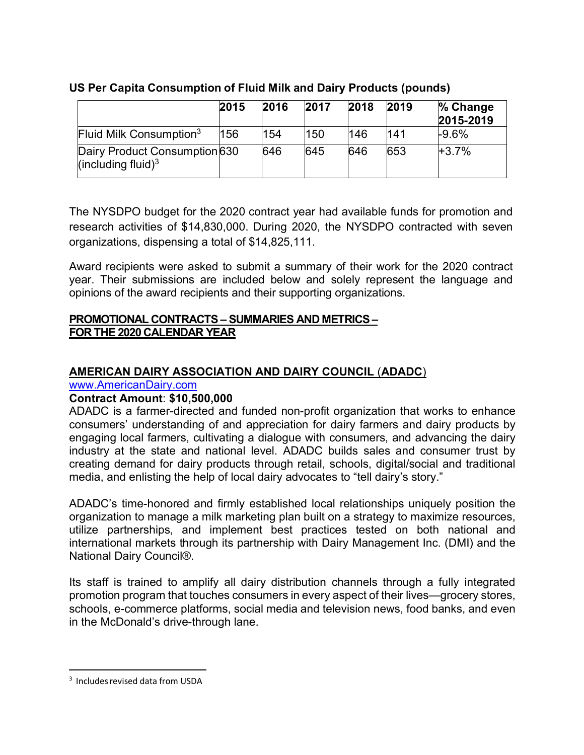**US Per Capita Consumption of Fluid Milk and Dairy Products (pounds)**

| | 2015 | 2016 | 2017 | 2018 | 2019 | % Change 2015-2019 |
|---|---|---|---|---|---|---|
| Fluid Milk Consumption[3] | 156 | 154 | 150 | 146 | 141 | -9.6% |
| Dairy Product Consumption (including fluid)[3] | 630 | 646 | 645 | 646 | 653 | +3.7% |

The NYSDPO budget for the 2020 contract year had available funds for promotion and research activities of $14,830,000. During 2020, the NYSDPO contracted with seven organizations, dispensing a total of $14,825,111.

Award recipients were asked to submit a summary of their work for the 2020 contract year. Their submissions are included below and solely represent the language and opinions of the award recipients and their supporting organizations.

## PROMOTIONAL CONTRACTS – SUMMARIES AND METRICS – FOR THE 2020 CALENDAR YEAR

### AMERICAN DAIRY ASSOCIATION AND DAIRY COUNCIL (ADADC)

www.AmericanDairy.com

**Contract Amount**: **$10,500,000**

ADADC is a farmer-directed and funded non-profit organization that works to enhance consumers' understanding of and appreciation for dairy farmers and dairy products by engaging local farmers, cultivating a dialogue with consumers, and advancing the dairy industry at the state and national level. ADADC builds sales and consumer trust by creating demand for dairy products through retail, schools, digital/social and traditional media, and enlisting the help of local dairy advocates to "tell dairy's story."

ADADC's time-honored and firmly established local relationships uniquely position the organization to manage a milk marketing plan built on a strategy to maximize resources, utilize partnerships, and implement best practices tested on both national and international markets through its partnership with Dairy Management Inc. (DMI) and the National Dairy Council®.

Its staff is trained to amplify all dairy distribution channels through a fully integrated promotion program that touches consumers in every aspect of their lives—grocery stores, schools, e-commerce platforms, social media and television news, food banks, and even in the McDonald's drive-through lane.

---

[3] Includes revised data from USDA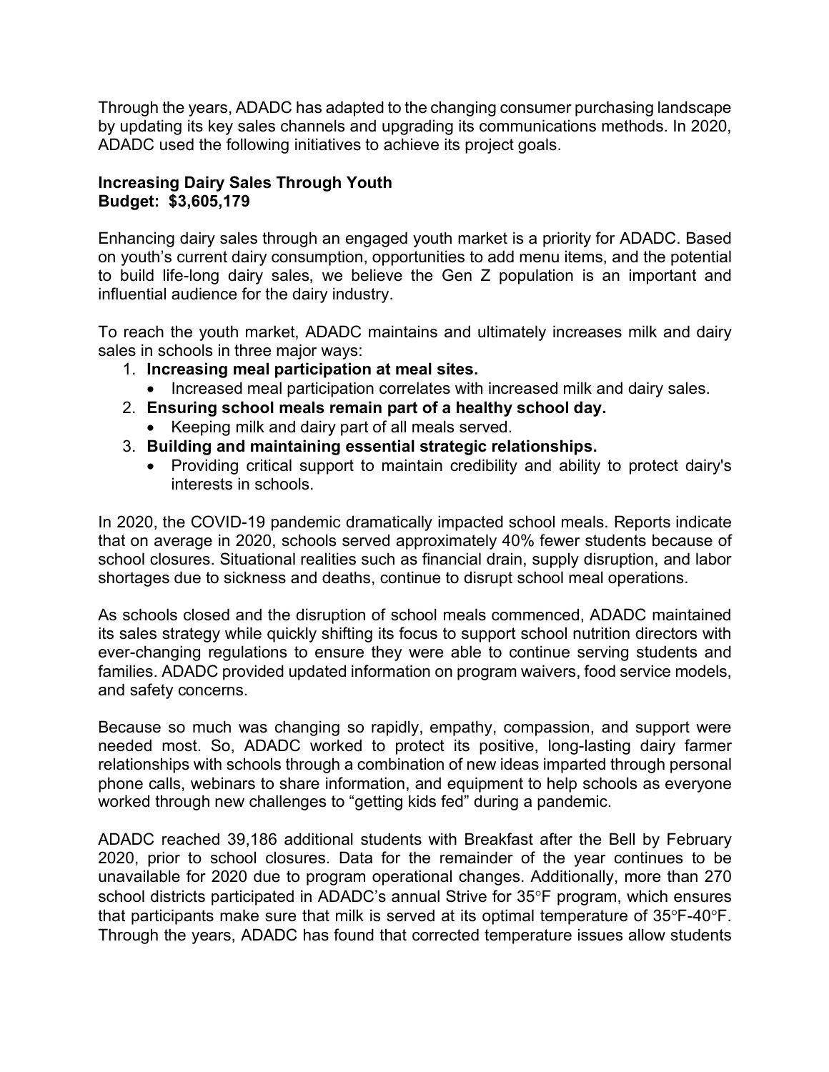Through the years, ADADC has adapted to the changing consumer purchasing landscape by updating its key sales channels and upgrading its communications methods. In 2020, ADADC used the following initiatives to achieve its project goals.

**Increasing Dairy Sales Through Youth**
**Budget: $3,605,179**

Enhancing dairy sales through an engaged youth market is a priority for ADADC. Based on youth's current dairy consumption, opportunities to add menu items, and the potential to build life-long dairy sales, we believe the Gen Z population is an important and influential audience for the dairy industry.

To reach the youth market, ADADC maintains and ultimately increases milk and dairy sales in schools in three major ways:

1. **Increasing meal participation at meal sites.**
   - Increased meal participation correlates with increased milk and dairy sales.
2. **Ensuring school meals remain part of a healthy school day.**
   - Keeping milk and dairy part of all meals served.
3. **Building and maintaining essential strategic relationships.**
   - Providing critical support to maintain credibility and ability to protect dairy's interests in schools.

In 2020, the COVID-19 pandemic dramatically impacted school meals. Reports indicate that on average in 2020, schools served approximately 40% fewer students because of school closures. Situational realities such as financial drain, supply disruption, and labor shortages due to sickness and deaths, continue to disrupt school meal operations.

As schools closed and the disruption of school meals commenced, ADADC maintained its sales strategy while quickly shifting its focus to support school nutrition directors with ever-changing regulations to ensure they were able to continue serving students and families. ADADC provided updated information on program waivers, food service models, and safety concerns.

Because so much was changing so rapidly, empathy, compassion, and support were needed most. So, ADADC worked to protect its positive, long-lasting dairy farmer relationships with schools through a combination of new ideas imparted through personal phone calls, webinars to share information, and equipment to help schools as everyone worked through new challenges to "getting kids fed" during a pandemic.

ADADC reached 39,186 additional students with Breakfast after the Bell by February 2020, prior to school closures. Data for the remainder of the year continues to be unavailable for 2020 due to program operational changes. Additionally, more than 270 school districts participated in ADADC's annual Strive for 35°F program, which ensures that participants make sure that milk is served at its optimal temperature of 35°F-40°F. Through the years, ADADC has found that corrected temperature issues allow students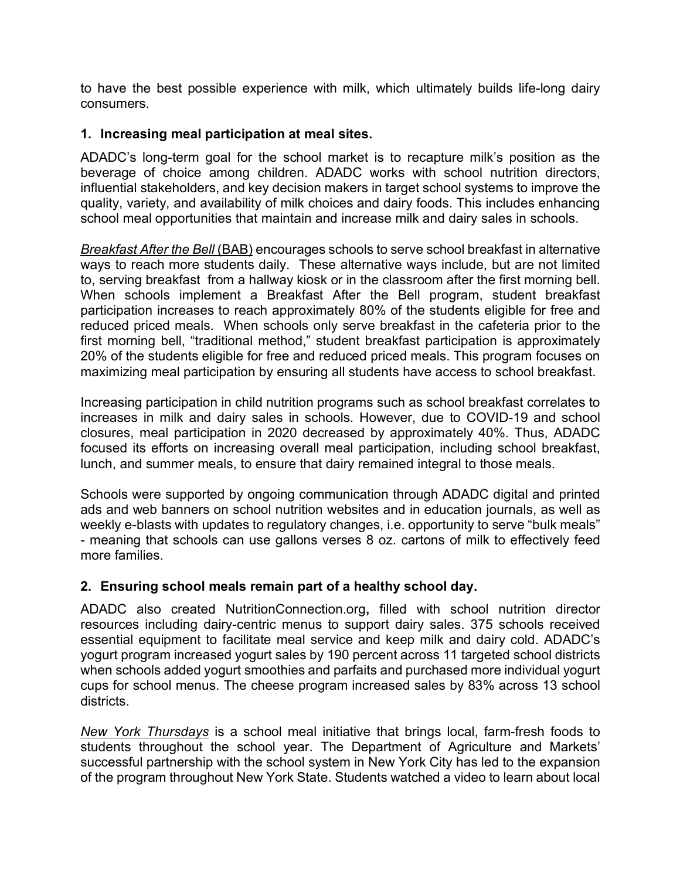to have the best possible experience with milk, which ultimately builds life-long dairy consumers.

### 1. Increasing meal participation at meal sites.

ADADC's long-term goal for the school market is to recapture milk's position as the beverage of choice among children. ADADC works with school nutrition directors, influential stakeholders, and key decision makers in target school systems to improve the quality, variety, and availability of milk choices and dairy foods. This includes enhancing school meal opportunities that maintain and increase milk and dairy sales in schools.

*Breakfast After the Bell* (BAB) encourages schools to serve school breakfast in alternative ways to reach more students daily. These alternative ways include, but are not limited to, serving breakfast from a hallway kiosk or in the classroom after the first morning bell. When schools implement a Breakfast After the Bell program, student breakfast participation increases to reach approximately 80% of the students eligible for free and reduced priced meals. When schools only serve breakfast in the cafeteria prior to the first morning bell, "traditional method," student breakfast participation is approximately 20% of the students eligible for free and reduced priced meals. This program focuses on maximizing meal participation by ensuring all students have access to school breakfast.

Increasing participation in child nutrition programs such as school breakfast correlates to increases in milk and dairy sales in schools. However, due to COVID-19 and school closures, meal participation in 2020 decreased by approximately 40%. Thus, ADADC focused its efforts on increasing overall meal participation, including school breakfast, lunch, and summer meals, to ensure that dairy remained integral to those meals.

Schools were supported by ongoing communication through ADADC digital and printed ads and web banners on school nutrition websites and in education journals, as well as weekly e-blasts with updates to regulatory changes, i.e. opportunity to serve "bulk meals" - meaning that schools can use gallons verses 8 oz. cartons of milk to effectively feed more families.

### 2. Ensuring school meals remain part of a healthy school day.

ADADC also created NutritionConnection.org**,** filled with school nutrition director resources including dairy-centric menus to support dairy sales. 375 schools received essential equipment to facilitate meal service and keep milk and dairy cold. ADADC's yogurt program increased yogurt sales by 190 percent across 11 targeted school districts when schools added yogurt smoothies and parfaits and purchased more individual yogurt cups for school menus. The cheese program increased sales by 83% across 13 school districts.

*New York Thursdays* is a school meal initiative that brings local, farm-fresh foods to students throughout the school year. The Department of Agriculture and Markets' successful partnership with the school system in New York City has led to the expansion of the program throughout New York State. Students watched a video to learn about local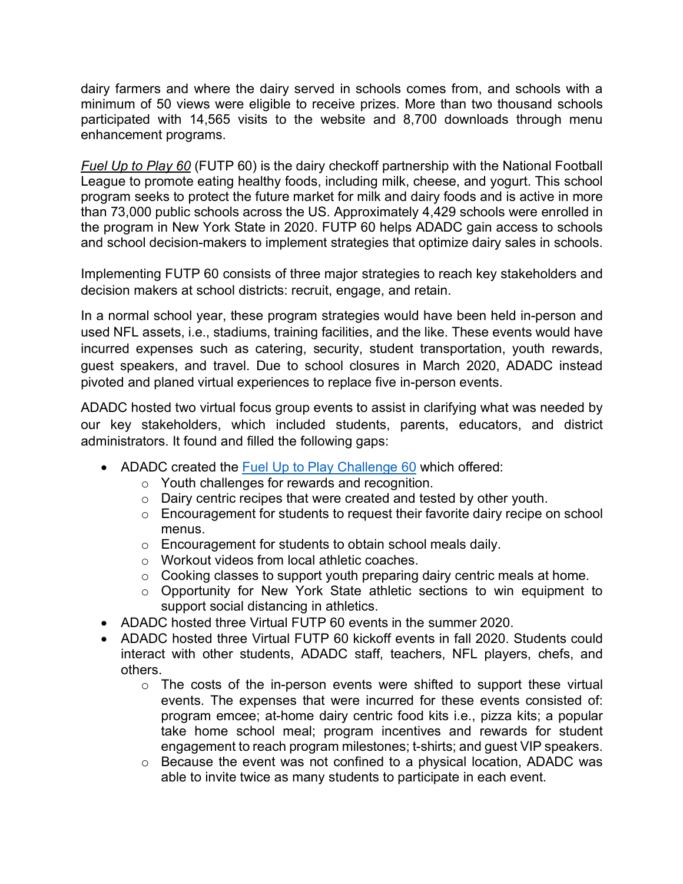dairy farmers and where the dairy served in schools comes from, and schools with a minimum of 50 views were eligible to receive prizes. More than two thousand schools participated with 14,565 visits to the website and 8,700 downloads through menu enhancement programs.

*Fuel Up to Play 60* (FUTP 60) is the dairy checkoff partnership with the National Football League to promote eating healthy foods, including milk, cheese, and yogurt. This school program seeks to protect the future market for milk and dairy foods and is active in more than 73,000 public schools across the US. Approximately 4,429 schools were enrolled in the program in New York State in 2020. FUTP 60 helps ADADC gain access to schools and school decision-makers to implement strategies that optimize dairy sales in schools.

Implementing FUTP 60 consists of three major strategies to reach key stakeholders and decision makers at school districts: recruit, engage, and retain.

In a normal school year, these program strategies would have been held in-person and used NFL assets, i.e., stadiums, training facilities, and the like. These events would have incurred expenses such as catering, security, student transportation, youth rewards, guest speakers, and travel. Due to school closures in March 2020, ADADC instead pivoted and planed virtual experiences to replace five in-person events.

ADADC hosted two virtual focus group events to assist in clarifying what was needed by our key stakeholders, which included students, parents, educators, and district administrators. It found and filled the following gaps:

- ADADC created the Fuel Up to Play Challenge 60 which offered:
  - Youth challenges for rewards and recognition.
  - Dairy centric recipes that were created and tested by other youth.
  - Encouragement for students to request their favorite dairy recipe on school menus.
  - Encouragement for students to obtain school meals daily.
  - Workout videos from local athletic coaches.
  - Cooking classes to support youth preparing dairy centric meals at home.
  - Opportunity for New York State athletic sections to win equipment to support social distancing in athletics.
- ADADC hosted three Virtual FUTP 60 events in the summer 2020.
- ADADC hosted three Virtual FUTP 60 kickoff events in fall 2020. Students could interact with other students, ADADC staff, teachers, NFL players, chefs, and others.
  - The costs of the in-person events were shifted to support these virtual events. The expenses that were incurred for these events consisted of: program emcee; at-home dairy centric food kits i.e., pizza kits; a popular take home school meal; program incentives and rewards for student engagement to reach program milestones; t-shirts; and guest VIP speakers.
  - Because the event was not confined to a physical location, ADADC was able to invite twice as many students to participate in each event.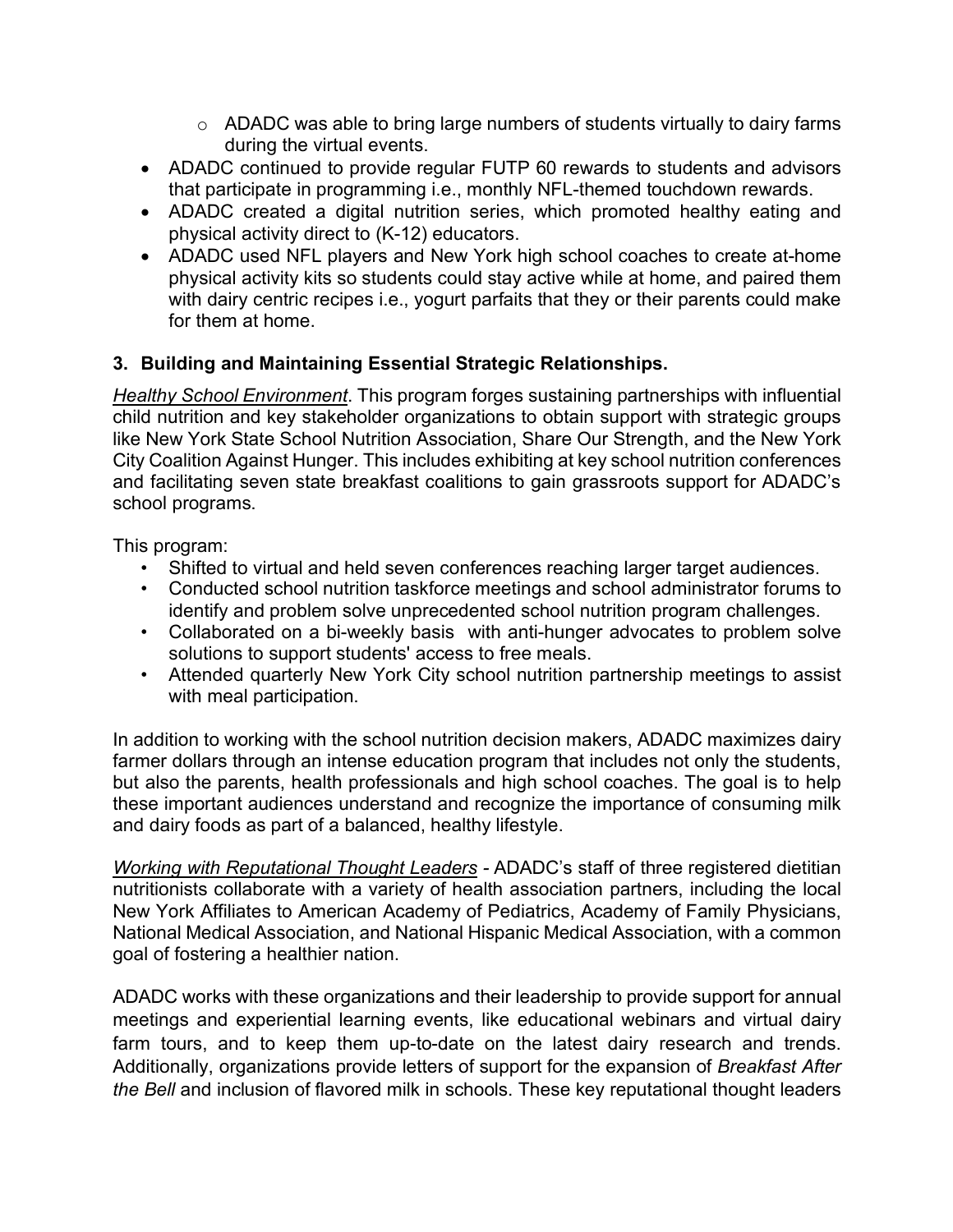- ADADC was able to bring large numbers of students virtually to dairy farms during the virtual events.
- ADADC continued to provide regular FUTP 60 rewards to students and advisors that participate in programming i.e., monthly NFL-themed touchdown rewards.
- ADADC created a digital nutrition series, which promoted healthy eating and physical activity direct to (K-12) educators.
- ADADC used NFL players and New York high school coaches to create at-home physical activity kits so students could stay active while at home, and paired them with dairy centric recipes i.e., yogurt parfaits that they or their parents could make for them at home.

### 3. Building and Maintaining Essential Strategic Relationships.

*Healthy School Environment*. This program forges sustaining partnerships with influential child nutrition and key stakeholder organizations to obtain support with strategic groups like New York State School Nutrition Association, Share Our Strength, and the New York City Coalition Against Hunger. This includes exhibiting at key school nutrition conferences and facilitating seven state breakfast coalitions to gain grassroots support for ADADC's school programs.

This program:

- Shifted to virtual and held seven conferences reaching larger target audiences.
- Conducted school nutrition taskforce meetings and school administrator forums to identify and problem solve unprecedented school nutrition program challenges.
- Collaborated on a bi-weekly basis with anti-hunger advocates to problem solve solutions to support students' access to free meals.
- Attended quarterly New York City school nutrition partnership meetings to assist with meal participation.

In addition to working with the school nutrition decision makers, ADADC maximizes dairy farmer dollars through an intense education program that includes not only the students, but also the parents, health professionals and high school coaches. The goal is to help these important audiences understand and recognize the importance of consuming milk and dairy foods as part of a balanced, healthy lifestyle.

*Working with Reputational Thought Leaders* - ADADC's staff of three registered dietitian nutritionists collaborate with a variety of health association partners, including the local New York Affiliates to American Academy of Pediatrics, Academy of Family Physicians, National Medical Association, and National Hispanic Medical Association, with a common goal of fostering a healthier nation.

ADADC works with these organizations and their leadership to provide support for annual meetings and experiential learning events, like educational webinars and virtual dairy farm tours, and to keep them up-to-date on the latest dairy research and trends. Additionally, organizations provide letters of support for the expansion of *Breakfast After the Bell* and inclusion of flavored milk in schools. These key reputational thought leaders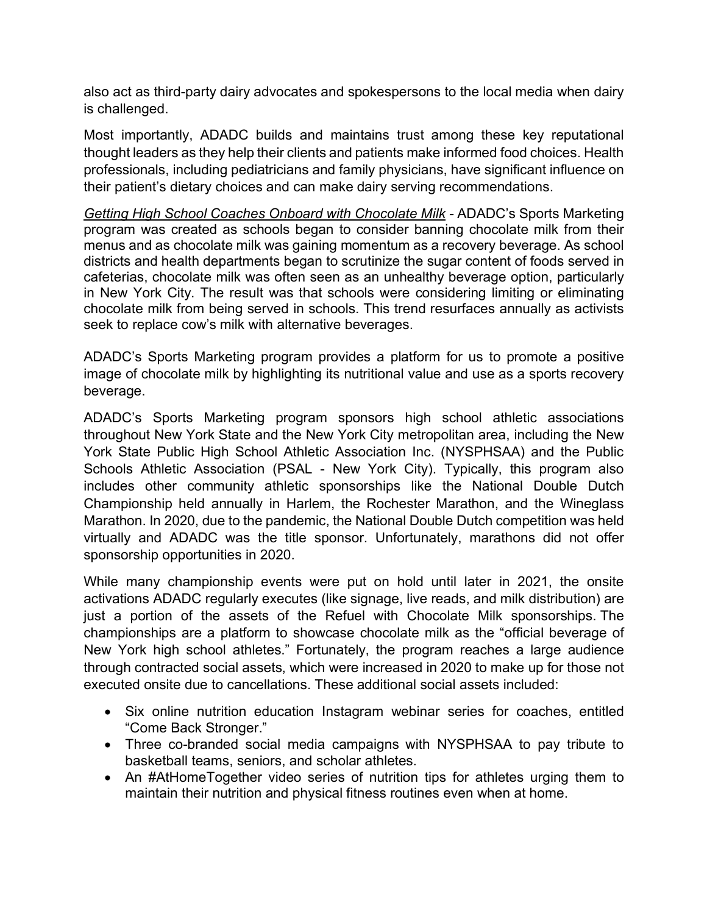also act as third-party dairy advocates and spokespersons to the local media when dairy is challenged.

Most importantly, ADADC builds and maintains trust among these key reputational thought leaders as they help their clients and patients make informed food choices. Health professionals, including pediatricians and family physicians, have significant influence on their patient's dietary choices and can make dairy serving recommendations.

*<u>Getting High School Coaches Onboard with Chocolate Milk</u>* - ADADC's Sports Marketing program was created as schools began to consider banning chocolate milk from their menus and as chocolate milk was gaining momentum as a recovery beverage. As school districts and health departments began to scrutinize the sugar content of foods served in cafeterias, chocolate milk was often seen as an unhealthy beverage option, particularly in New York City. The result was that schools were considering limiting or eliminating chocolate milk from being served in schools. This trend resurfaces annually as activists seek to replace cow's milk with alternative beverages.

ADADC's Sports Marketing program provides a platform for us to promote a positive image of chocolate milk by highlighting its nutritional value and use as a sports recovery beverage.

ADADC's Sports Marketing program sponsors high school athletic associations throughout New York State and the New York City metropolitan area, including the New York State Public High School Athletic Association Inc. (NYSPHSAA) and the Public Schools Athletic Association (PSAL - New York City). Typically, this program also includes other community athletic sponsorships like the National Double Dutch Championship held annually in Harlem, the Rochester Marathon, and the Wineglass Marathon. In 2020, due to the pandemic, the National Double Dutch competition was held virtually and ADADC was the title sponsor. Unfortunately, marathons did not offer sponsorship opportunities in 2020.

While many championship events were put on hold until later in 2021, the onsite activations ADADC regularly executes (like signage, live reads, and milk distribution) are just a portion of the assets of the Refuel with Chocolate Milk sponsorships. The championships are a platform to showcase chocolate milk as the "official beverage of New York high school athletes." Fortunately, the program reaches a large audience through contracted social assets, which were increased in 2020 to make up for those not executed onsite due to cancellations. These additional social assets included:

- Six online nutrition education Instagram webinar series for coaches, entitled "Come Back Stronger."
- Three co-branded social media campaigns with NYSPHSAA to pay tribute to basketball teams, seniors, and scholar athletes.
- An #AtHomeTogether video series of nutrition tips for athletes urging them to maintain their nutrition and physical fitness routines even when at home.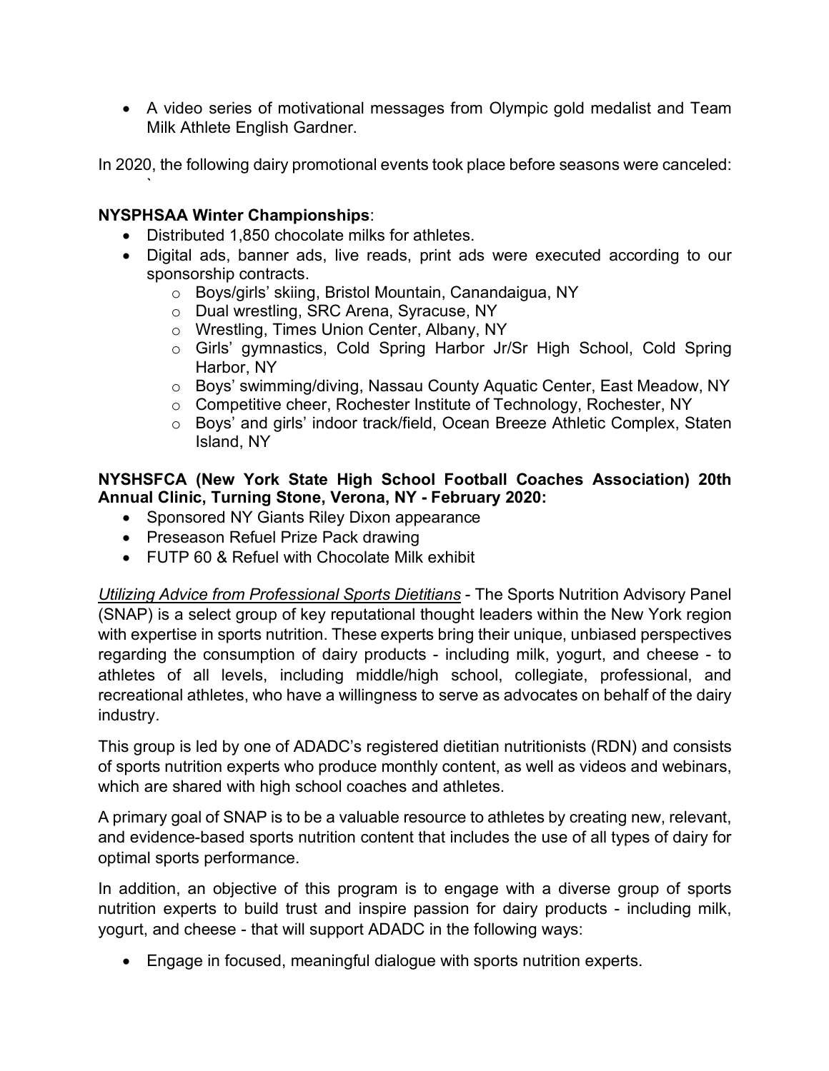- A video series of motivational messages from Olympic gold medalist and Team Milk Athlete English Gardner.

In 2020, the following dairy promotional events took place before seasons were canceled:
`

**NYSPHSAA Winter Championships**:

- Distributed 1,850 chocolate milks for athletes.
- Digital ads, banner ads, live reads, print ads were executed according to our sponsorship contracts.
  - Boys/girls' skiing, Bristol Mountain, Canandaigua, NY
  - Dual wrestling, SRC Arena, Syracuse, NY
  - Wrestling, Times Union Center, Albany, NY
  - Girls' gymnastics, Cold Spring Harbor Jr/Sr High School, Cold Spring Harbor, NY
  - Boys' swimming/diving, Nassau County Aquatic Center, East Meadow, NY
  - Competitive cheer, Rochester Institute of Technology, Rochester, NY
  - Boys' and girls' indoor track/field, Ocean Breeze Athletic Complex, Staten Island, NY

**NYSHSFCA (New York State High School Football Coaches Association) 20th Annual Clinic, Turning Stone, Verona, NY - February 2020:**

- Sponsored NY Giants Riley Dixon appearance
- Preseason Refuel Prize Pack drawing
- FUTP 60 & Refuel with Chocolate Milk exhibit

*Utilizing Advice from Professional Sports Dietitians* - The Sports Nutrition Advisory Panel (SNAP) is a select group of key reputational thought leaders within the New York region with expertise in sports nutrition. These experts bring their unique, unbiased perspectives regarding the consumption of dairy products - including milk, yogurt, and cheese - to athletes of all levels, including middle/high school, collegiate, professional, and recreational athletes, who have a willingness to serve as advocates on behalf of the dairy industry.

This group is led by one of ADADC's registered dietitian nutritionists (RDN) and consists of sports nutrition experts who produce monthly content, as well as videos and webinars, which are shared with high school coaches and athletes.

A primary goal of SNAP is to be a valuable resource to athletes by creating new, relevant, and evidence-based sports nutrition content that includes the use of all types of dairy for optimal sports performance.

In addition, an objective of this program is to engage with a diverse group of sports nutrition experts to build trust and inspire passion for dairy products - including milk, yogurt, and cheese - that will support ADADC in the following ways:

- Engage in focused, meaningful dialogue with sports nutrition experts.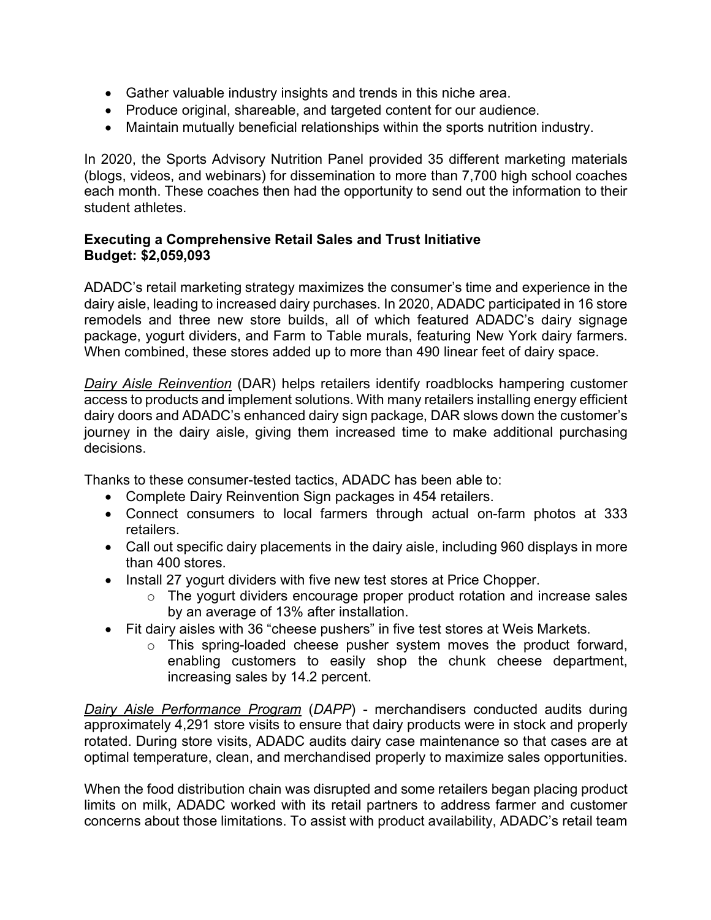- Gather valuable industry insights and trends in this niche area.
- Produce original, shareable, and targeted content for our audience.
- Maintain mutually beneficial relationships within the sports nutrition industry.

In 2020, the Sports Advisory Nutrition Panel provided 35 different marketing materials (blogs, videos, and webinars) for dissemination to more than 7,700 high school coaches each month. These coaches then had the opportunity to send out the information to their student athletes.

**Executing a Comprehensive Retail Sales and Trust Initiative**
**Budget: $2,059,093**

ADADC's retail marketing strategy maximizes the consumer's time and experience in the dairy aisle, leading to increased dairy purchases. In 2020, ADADC participated in 16 store remodels and three new store builds, all of which featured ADADC's dairy signage package, yogurt dividers, and Farm to Table murals, featuring New York dairy farmers. When combined, these stores added up to more than 490 linear feet of dairy space.

*Dairy Aisle Reinvention* (DAR) helps retailers identify roadblocks hampering customer access to products and implement solutions. With many retailers installing energy efficient dairy doors and ADADC's enhanced dairy sign package, DAR slows down the customer's journey in the dairy aisle, giving them increased time to make additional purchasing decisions.

Thanks to these consumer-tested tactics, ADADC has been able to:

- Complete Dairy Reinvention Sign packages in 454 retailers.
- Connect consumers to local farmers through actual on-farm photos at 333 retailers.
- Call out specific dairy placements in the dairy aisle, including 960 displays in more than 400 stores.
- Install 27 yogurt dividers with five new test stores at Price Chopper.
  - The yogurt dividers encourage proper product rotation and increase sales by an average of 13% after installation.
- Fit dairy aisles with 36 "cheese pushers" in five test stores at Weis Markets.
  - This spring-loaded cheese pusher system moves the product forward, enabling customers to easily shop the chunk cheese department, increasing sales by 14.2 percent.

*Dairy Aisle Performance Program* (*DAPP*) - merchandisers conducted audits during approximately 4,291 store visits to ensure that dairy products were in stock and properly rotated. During store visits, ADADC audits dairy case maintenance so that cases are at optimal temperature, clean, and merchandised properly to maximize sales opportunities.

When the food distribution chain was disrupted and some retailers began placing product limits on milk, ADADC worked with its retail partners to address farmer and customer concerns about those limitations. To assist with product availability, ADADC's retail team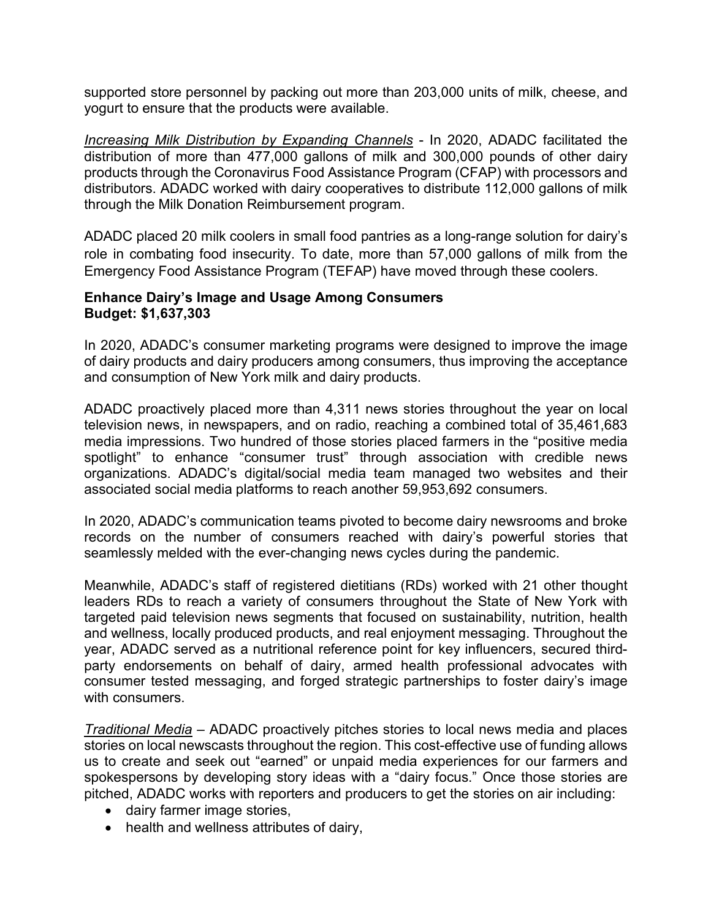supported store personnel by packing out more than 203,000 units of milk, cheese, and yogurt to ensure that the products were available.

*Increasing Milk Distribution by Expanding Channels* - In 2020, ADADC facilitated the distribution of more than 477,000 gallons of milk and 300,000 pounds of other dairy products through the Coronavirus Food Assistance Program (CFAP) with processors and distributors. ADADC worked with dairy cooperatives to distribute 112,000 gallons of milk through the Milk Donation Reimbursement program.

ADADC placed 20 milk coolers in small food pantries as a long-range solution for dairy's role in combating food insecurity. To date, more than 57,000 gallons of milk from the Emergency Food Assistance Program (TEFAP) have moved through these coolers.

**Enhance Dairy's Image and Usage Among Consumers**
**Budget: $1,637,303**

In 2020, ADADC's consumer marketing programs were designed to improve the image of dairy products and dairy producers among consumers, thus improving the acceptance and consumption of New York milk and dairy products.

ADADC proactively placed more than 4,311 news stories throughout the year on local television news, in newspapers, and on radio, reaching a combined total of 35,461,683 media impressions. Two hundred of those stories placed farmers in the "positive media spotlight" to enhance "consumer trust" through association with credible news organizations. ADADC's digital/social media team managed two websites and their associated social media platforms to reach another 59,953,692 consumers.

In 2020, ADADC's communication teams pivoted to become dairy newsrooms and broke records on the number of consumers reached with dairy's powerful stories that seamlessly melded with the ever-changing news cycles during the pandemic.

Meanwhile, ADADC's staff of registered dietitians (RDs) worked with 21 other thought leaders RDs to reach a variety of consumers throughout the State of New York with targeted paid television news segments that focused on sustainability, nutrition, health and wellness, locally produced products, and real enjoyment messaging. Throughout the year, ADADC served as a nutritional reference point for key influencers, secured third-party endorsements on behalf of dairy, armed health professional advocates with consumer tested messaging, and forged strategic partnerships to foster dairy's image with consumers.

*Traditional Media* – ADADC proactively pitches stories to local news media and places stories on local newscasts throughout the region. This cost-effective use of funding allows us to create and seek out "earned" or unpaid media experiences for our farmers and spokespersons by developing story ideas with a "dairy focus." Once those stories are pitched, ADADC works with reporters and producers to get the stories on air including:

- dairy farmer image stories,
- health and wellness attributes of dairy,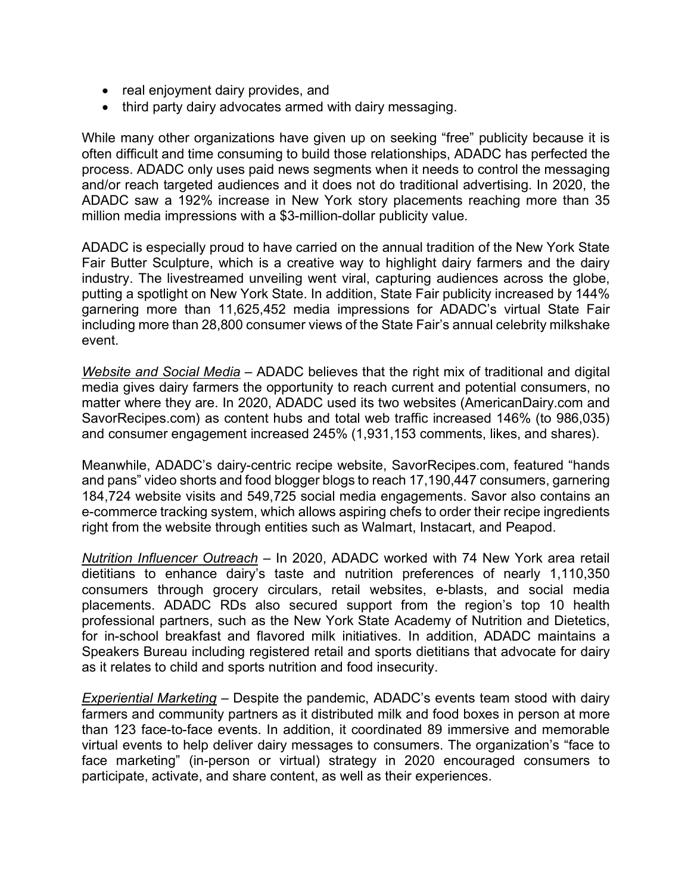- real enjoyment dairy provides, and
- third party dairy advocates armed with dairy messaging.

While many other organizations have given up on seeking "free" publicity because it is often difficult and time consuming to build those relationships, ADADC has perfected the process. ADADC only uses paid news segments when it needs to control the messaging and/or reach targeted audiences and it does not do traditional advertising. In 2020, the ADADC saw a 192% increase in New York story placements reaching more than 35 million media impressions with a $3-million-dollar publicity value.

ADADC is especially proud to have carried on the annual tradition of the New York State Fair Butter Sculpture, which is a creative way to highlight dairy farmers and the dairy industry. The livestreamed unveiling went viral, capturing audiences across the globe, putting a spotlight on New York State. In addition, State Fair publicity increased by 144% garnering more than 11,625,452 media impressions for ADADC's virtual State Fair including more than 28,800 consumer views of the State Fair's annual celebrity milkshake event.

*Website and Social Media* – ADADC believes that the right mix of traditional and digital media gives dairy farmers the opportunity to reach current and potential consumers, no matter where they are. In 2020, ADADC used its two websites (AmericanDairy.com and SavorRecipes.com) as content hubs and total web traffic increased 146% (to 986,035) and consumer engagement increased 245% (1,931,153 comments, likes, and shares).

Meanwhile, ADADC's dairy-centric recipe website, SavorRecipes.com, featured "hands and pans" video shorts and food blogger blogs to reach 17,190,447 consumers, garnering 184,724 website visits and 549,725 social media engagements. Savor also contains an e-commerce tracking system, which allows aspiring chefs to order their recipe ingredients right from the website through entities such as Walmart, Instacart, and Peapod.

*Nutrition Influencer Outreach* – In 2020, ADADC worked with 74 New York area retail dietitians to enhance dairy's taste and nutrition preferences of nearly 1,110,350 consumers through grocery circulars, retail websites, e-blasts, and social media placements. ADADC RDs also secured support from the region's top 10 health professional partners, such as the New York State Academy of Nutrition and Dietetics, for in-school breakfast and flavored milk initiatives. In addition, ADADC maintains a Speakers Bureau including registered retail and sports dietitians that advocate for dairy as it relates to child and sports nutrition and food insecurity.

*Experiential Marketing* – Despite the pandemic, ADADC's events team stood with dairy farmers and community partners as it distributed milk and food boxes in person at more than 123 face-to-face events. In addition, it coordinated 89 immersive and memorable virtual events to help deliver dairy messages to consumers. The organization's "face to face marketing" (in-person or virtual) strategy in 2020 encouraged consumers to participate, activate, and share content, as well as their experiences.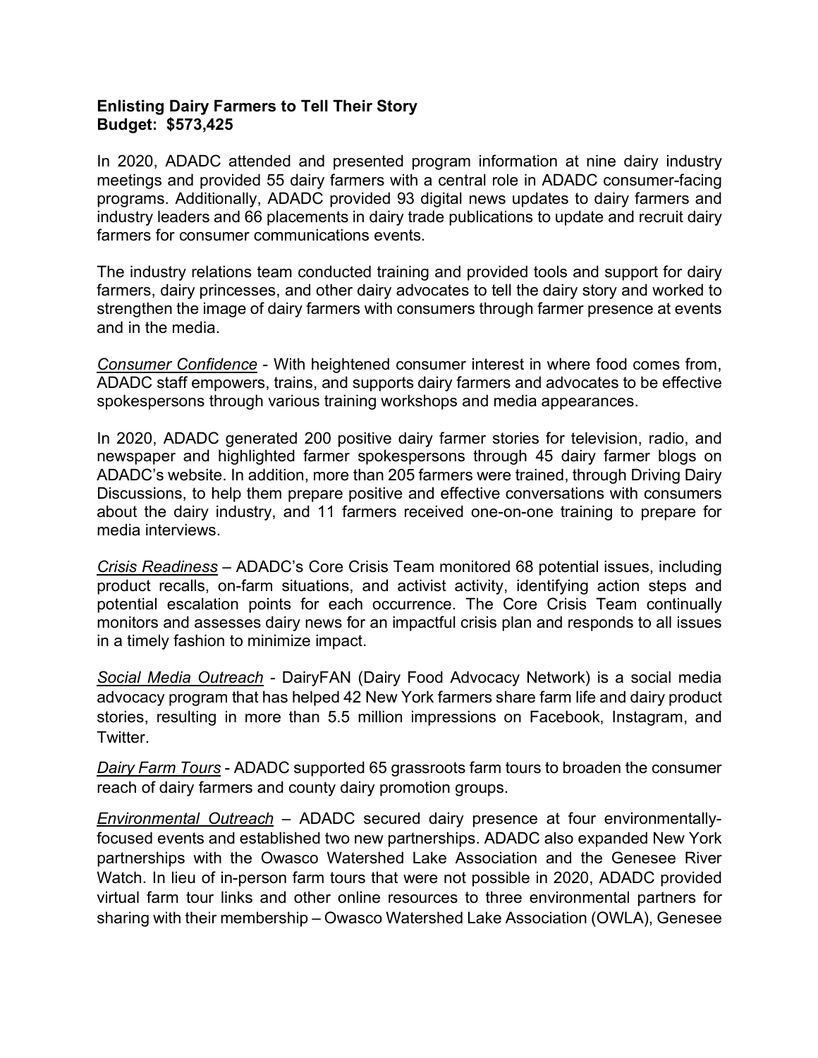**Enlisting Dairy Farmers to Tell Their Story**
**Budget: $573,425**

In 2020, ADADC attended and presented program information at nine dairy industry meetings and provided 55 dairy farmers with a central role in ADADC consumer-facing programs. Additionally, ADADC provided 93 digital news updates to dairy farmers and industry leaders and 66 placements in dairy trade publications to update and recruit dairy farmers for consumer communications events.

The industry relations team conducted training and provided tools and support for dairy farmers, dairy princesses, and other dairy advocates to tell the dairy story and worked to strengthen the image of dairy farmers with consumers through farmer presence at events and in the media.

*Consumer Confidence* - With heightened consumer interest in where food comes from, ADADC staff empowers, trains, and supports dairy farmers and advocates to be effective spokespersons through various training workshops and media appearances.

In 2020, ADADC generated 200 positive dairy farmer stories for television, radio, and newspaper and highlighted farmer spokespersons through 45 dairy farmer blogs on ADADC's website. In addition, more than 205 farmers were trained, through Driving Dairy Discussions, to help them prepare positive and effective conversations with consumers about the dairy industry, and 11 farmers received one-on-one training to prepare for media interviews.

*Crisis Readiness* – ADADC's Core Crisis Team monitored 68 potential issues, including product recalls, on-farm situations, and activist activity, identifying action steps and potential escalation points for each occurrence. The Core Crisis Team continually monitors and assesses dairy news for an impactful crisis plan and responds to all issues in a timely fashion to minimize impact.

*Social Media Outreach* - DairyFAN (Dairy Food Advocacy Network) is a social media advocacy program that has helped 42 New York farmers share farm life and dairy product stories, resulting in more than 5.5 million impressions on Facebook, Instagram, and Twitter.

*Dairy Farm Tours* - ADADC supported 65 grassroots farm tours to broaden the consumer reach of dairy farmers and county dairy promotion groups.

*Environmental Outreach* – ADADC secured dairy presence at four environmentally-focused events and established two new partnerships. ADADC also expanded New York partnerships with the Owasco Watershed Lake Association and the Genesee River Watch. In lieu of in-person farm tours that were not possible in 2020, ADADC provided virtual farm tour links and other online resources to three environmental partners for sharing with their membership – Owasco Watershed Lake Association (OWLA), Genesee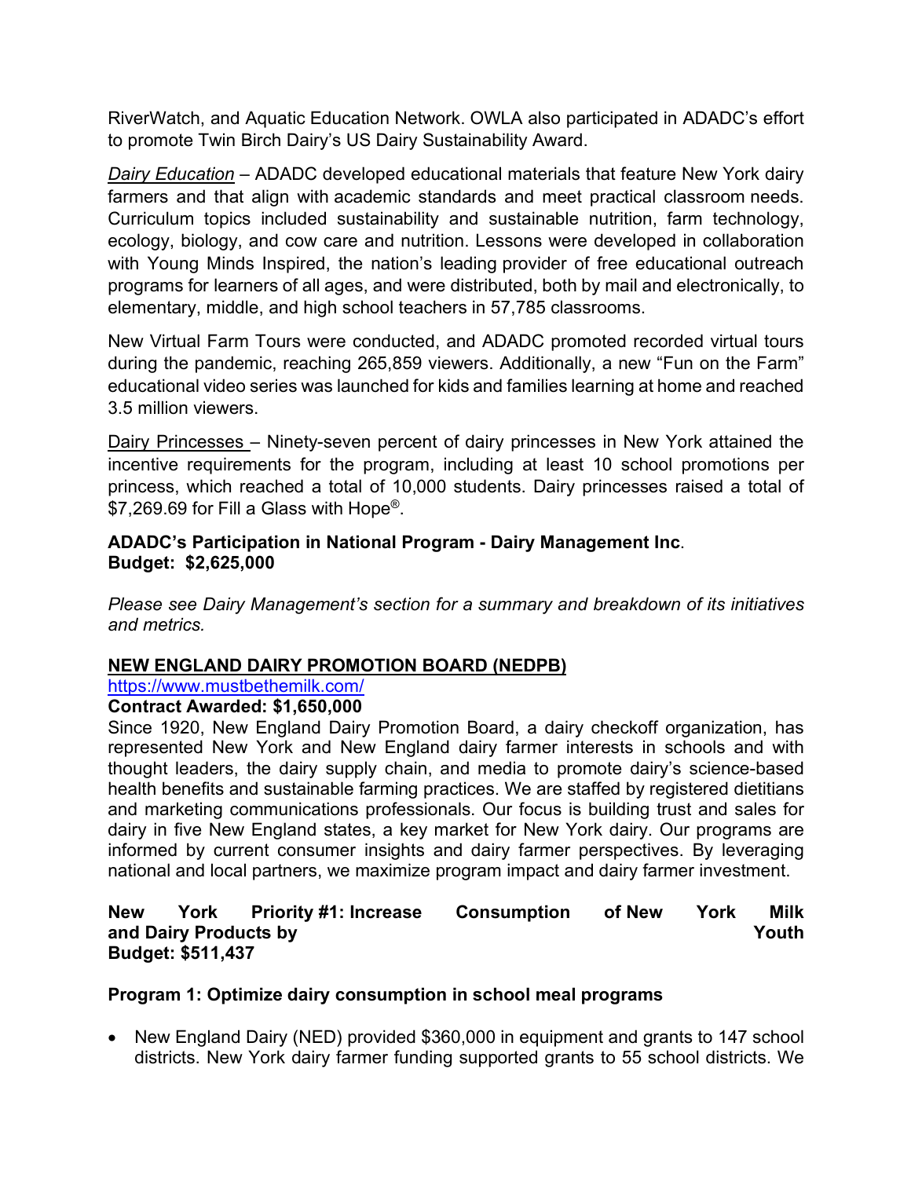RiverWatch, and Aquatic Education Network. OWLA also participated in ADADC's effort to promote Twin Birch Dairy's US Dairy Sustainability Award.

*Dairy Education* – ADADC developed educational materials that feature New York dairy farmers and that align with academic standards and meet practical classroom needs. Curriculum topics included sustainability and sustainable nutrition, farm technology, ecology, biology, and cow care and nutrition. Lessons were developed in collaboration with Young Minds Inspired, the nation's leading provider of free educational outreach programs for learners of all ages, and were distributed, both by mail and electronically, to elementary, middle, and high school teachers in 57,785 classrooms.

New Virtual Farm Tours were conducted, and ADADC promoted recorded virtual tours during the pandemic, reaching 265,859 viewers. Additionally, a new "Fun on the Farm" educational video series was launched for kids and families learning at home and reached 3.5 million viewers.

Dairy Princesses – Ninety-seven percent of dairy princesses in New York attained the incentive requirements for the program, including at least 10 school promotions per princess, which reached a total of 10,000 students. Dairy princesses raised a total of $7,269.69 for Fill a Glass with Hope®.

**ADADC's Participation in National Program - Dairy Management Inc.**
**Budget: $2,625,000**

*Please see Dairy Management's section for a summary and breakdown of its initiatives and metrics.*

## NEW ENGLAND DAIRY PROMOTION BOARD (NEDPB)

https://www.mustbethemilk.com/

**Contract Awarded: $1,650,000**

Since 1920, New England Dairy Promotion Board, a dairy checkoff organization, has represented New York and New England dairy farmer interests in schools and with thought leaders, the dairy supply chain, and media to promote dairy's science-based health benefits and sustainable farming practices. We are staffed by registered dietitians and marketing communications professionals. Our focus is building trust and sales for dairy in five New England states, a key market for New York dairy. Our programs are informed by current consumer insights and dairy farmer perspectives. By leveraging national and local partners, we maximize program impact and dairy farmer investment.

**New York Priority #1: Increase Consumption of New York Milk and Dairy Products by Youth**
**Budget: $511,437**

**Program 1: Optimize dairy consumption in school meal programs**

- New England Dairy (NED) provided $360,000 in equipment and grants to 147 school districts. New York dairy farmer funding supported grants to 55 school districts. We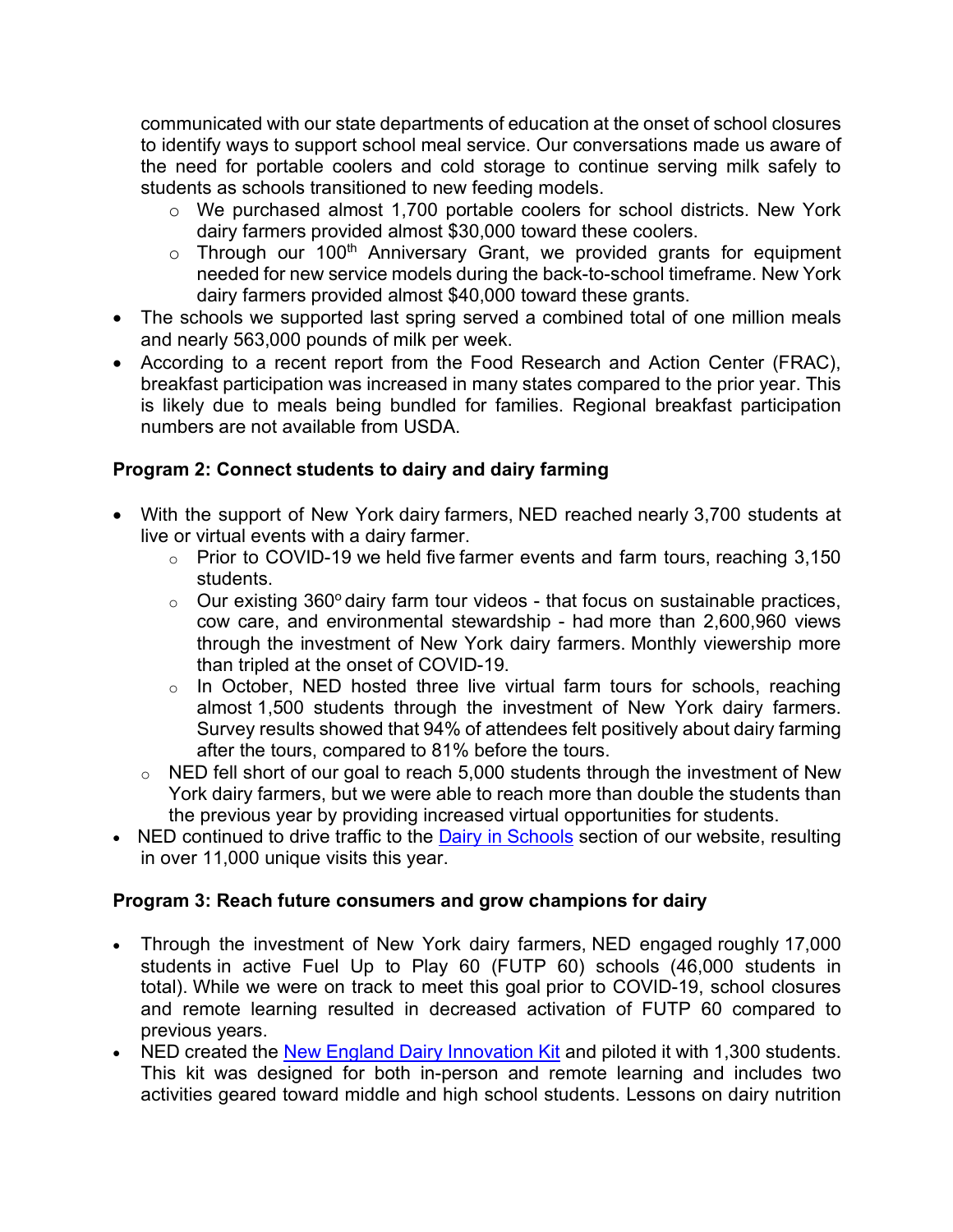communicated with our state departments of education at the onset of school closures to identify ways to support school meal service. Our conversations made us aware of the need for portable coolers and cold storage to continue serving milk safely to students as schools transitioned to new feeding models.

  - We purchased almost 1,700 portable coolers for school districts. New York dairy farmers provided almost $30,000 toward these coolers.
  - Through our 100th Anniversary Grant, we provided grants for equipment needed for new service models during the back-to-school timeframe. New York dairy farmers provided almost $40,000 toward these grants.

- The schools we supported last spring served a combined total of one million meals and nearly 563,000 pounds of milk per week.
- According to a recent report from the Food Research and Action Center (FRAC), breakfast participation was increased in many states compared to the prior year. This is likely due to meals being bundled for families. Regional breakfast participation numbers are not available from USDA.

**Program 2: Connect students to dairy and dairy farming**

- With the support of New York dairy farmers, NED reached nearly 3,700 students at live or virtual events with a dairy farmer.
  - Prior to COVID-19 we held five farmer events and farm tours, reaching 3,150 students.
  - Our existing 360° dairy farm tour videos - that focus on sustainable practices, cow care, and environmental stewardship - had more than 2,600,960 views through the investment of New York dairy farmers. Monthly viewership more than tripled at the onset of COVID-19.
  - In October, NED hosted three live virtual farm tours for schools, reaching almost 1,500 students through the investment of New York dairy farmers. Survey results showed that 94% of attendees felt positively about dairy farming after the tours, compared to 81% before the tours.
  - NED fell short of our goal to reach 5,000 students through the investment of New York dairy farmers, but we were able to reach more than double the students than the previous year by providing increased virtual opportunities for students.
- NED continued to drive traffic to the Dairy in Schools section of our website, resulting in over 11,000 unique visits this year.

**Program 3: Reach future consumers and grow champions for dairy**

- Through the investment of New York dairy farmers, NED engaged roughly 17,000 students in active Fuel Up to Play 60 (FUTP 60) schools (46,000 students in total). While we were on track to meet this goal prior to COVID-19, school closures and remote learning resulted in decreased activation of FUTP 60 compared to previous years.
- NED created the New England Dairy Innovation Kit and piloted it with 1,300 students. This kit was designed for both in-person and remote learning and includes two activities geared toward middle and high school students. Lessons on dairy nutrition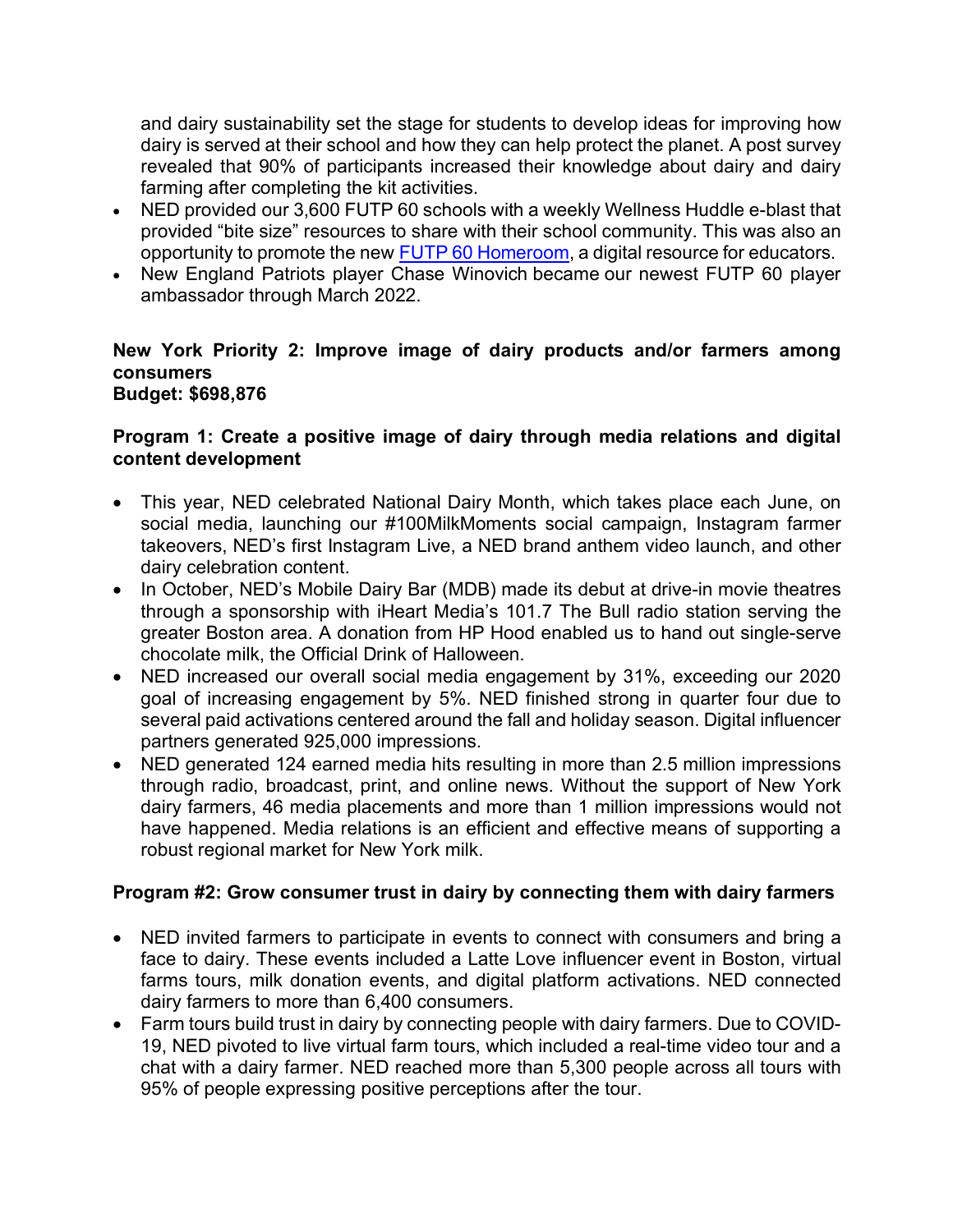and dairy sustainability set the stage for students to develop ideas for improving how dairy is served at their school and how they can help protect the planet. A post survey revealed that 90% of participants increased their knowledge about dairy and dairy farming after completing the kit activities.

- NED provided our 3,600 FUTP 60 schools with a weekly Wellness Huddle e-blast that provided "bite size" resources to share with their school community. This was also an opportunity to promote the new FUTP 60 Homeroom, a digital resource for educators.
- New England Patriots player Chase Winovich became our newest FUTP 60 player ambassador through March 2022.

**New York Priority 2: Improve image of dairy products and/or farmers among consumers**
**Budget: $698,876**

**Program 1: Create a positive image of dairy through media relations and digital content development**

- This year, NED celebrated National Dairy Month, which takes place each June, on social media, launching our #100MilkMoments social campaign, Instagram farmer takeovers, NED's first Instagram Live, a NED brand anthem video launch, and other dairy celebration content.
- In October, NED's Mobile Dairy Bar (MDB) made its debut at drive-in movie theatres through a sponsorship with iHeart Media's 101.7 The Bull radio station serving the greater Boston area. A donation from HP Hood enabled us to hand out single-serve chocolate milk, the Official Drink of Halloween.
- NED increased our overall social media engagement by 31%, exceeding our 2020 goal of increasing engagement by 5%. NED finished strong in quarter four due to several paid activations centered around the fall and holiday season. Digital influencer partners generated 925,000 impressions.
- NED generated 124 earned media hits resulting in more than 2.5 million impressions through radio, broadcast, print, and online news. Without the support of New York dairy farmers, 46 media placements and more than 1 million impressions would not have happened. Media relations is an efficient and effective means of supporting a robust regional market for New York milk.

**Program #2: Grow consumer trust in dairy by connecting them with dairy farmers**

- NED invited farmers to participate in events to connect with consumers and bring a face to dairy. These events included a Latte Love influencer event in Boston, virtual farms tours, milk donation events, and digital platform activations. NED connected dairy farmers to more than 6,400 consumers.
- Farm tours build trust in dairy by connecting people with dairy farmers. Due to COVID-19, NED pivoted to live virtual farm tours, which included a real-time video tour and a chat with a dairy farmer. NED reached more than 5,300 people across all tours with 95% of people expressing positive perceptions after the tour.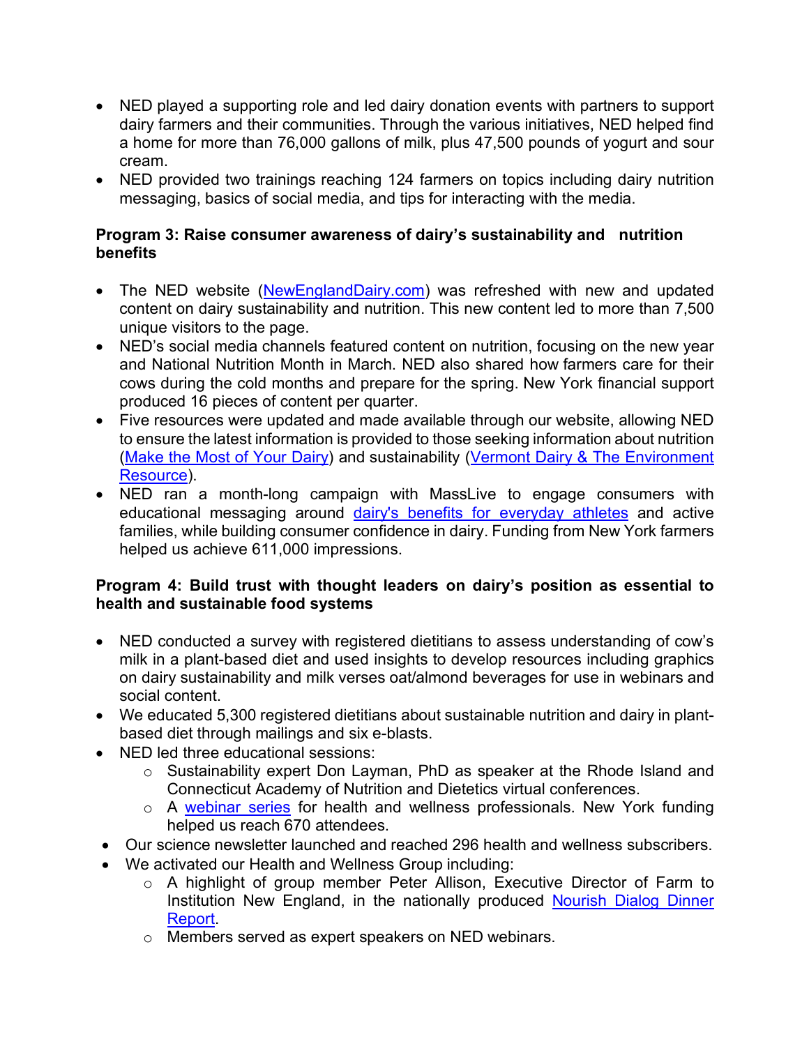- NED played a supporting role and led dairy donation events with partners to support dairy farmers and their communities. Through the various initiatives, NED helped find a home for more than 76,000 gallons of milk, plus 47,500 pounds of yogurt and sour cream.
- NED provided two trainings reaching 124 farmers on topics including dairy nutrition messaging, basics of social media, and tips for interacting with the media.

**Program 3: Raise consumer awareness of dairy's sustainability and nutrition benefits**

- The NED website (NewEnglandDairy.com) was refreshed with new and updated content on dairy sustainability and nutrition. This new content led to more than 7,500 unique visitors to the page.
- NED's social media channels featured content on nutrition, focusing on the new year and National Nutrition Month in March. NED also shared how farmers care for their cows during the cold months and prepare for the spring. New York financial support produced 16 pieces of content per quarter.
- Five resources were updated and made available through our website, allowing NED to ensure the latest information is provided to those seeking information about nutrition (Make the Most of Your Dairy) and sustainability (Vermont Dairy & The Environment Resource).
- NED ran a month-long campaign with MassLive to engage consumers with educational messaging around dairy's benefits for everyday athletes and active families, while building consumer confidence in dairy. Funding from New York farmers helped us achieve 611,000 impressions.

**Program 4: Build trust with thought leaders on dairy's position as essential to health and sustainable food systems**

- NED conducted a survey with registered dietitians to assess understanding of cow's milk in a plant-based diet and used insights to develop resources including graphics on dairy sustainability and milk verses oat/almond beverages for use in webinars and social content.
- We educated 5,300 registered dietitians about sustainable nutrition and dairy in plant-based diet through mailings and six e-blasts.
- NED led three educational sessions:
  - Sustainability expert Don Layman, PhD as speaker at the Rhode Island and Connecticut Academy of Nutrition and Dietetics virtual conferences.
  - A webinar series for health and wellness professionals. New York funding helped us reach 670 attendees.
- Our science newsletter launched and reached 296 health and wellness subscribers.
- We activated our Health and Wellness Group including:
  - A highlight of group member Peter Allison, Executive Director of Farm to Institution New England, in the nationally produced Nourish Dialog Dinner Report.
  - Members served as expert speakers on NED webinars.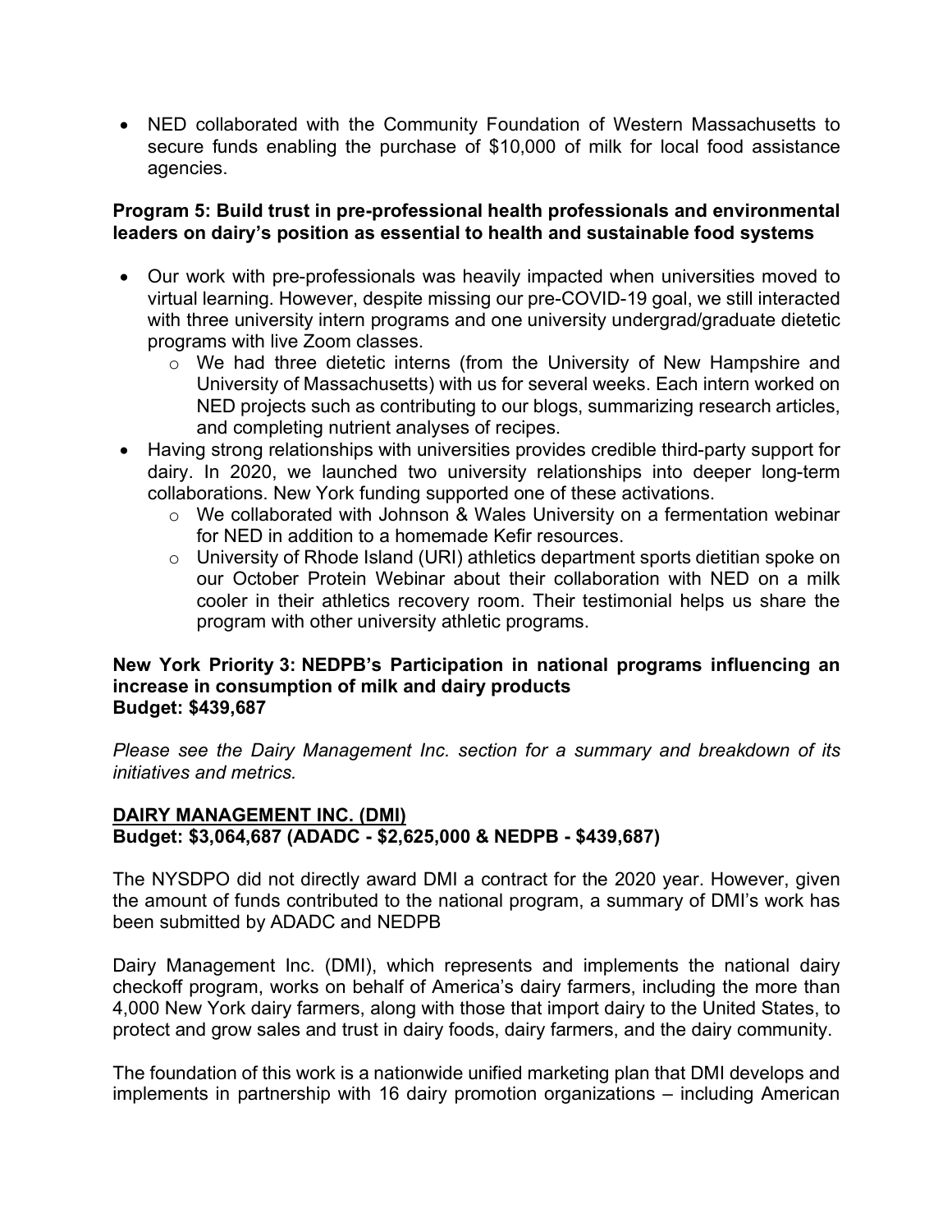- NED collaborated with the Community Foundation of Western Massachusetts to secure funds enabling the purchase of $10,000 of milk for local food assistance agencies.

**Program 5: Build trust in pre-professional health professionals and environmental leaders on dairy's position as essential to health and sustainable food systems**

- Our work with pre-professionals was heavily impacted when universities moved to virtual learning. However, despite missing our pre-COVID-19 goal, we still interacted with three university intern programs and one university undergrad/graduate dietetic programs with live Zoom classes.
  - We had three dietetic interns (from the University of New Hampshire and University of Massachusetts) with us for several weeks. Each intern worked on NED projects such as contributing to our blogs, summarizing research articles, and completing nutrient analyses of recipes.
- Having strong relationships with universities provides credible third-party support for dairy. In 2020, we launched two university relationships into deeper long-term collaborations. New York funding supported one of these activations.
  - We collaborated with Johnson & Wales University on a fermentation webinar for NED in addition to a homemade Kefir resources.
  - University of Rhode Island (URI) athletics department sports dietitian spoke on our October Protein Webinar about their collaboration with NED on a milk cooler in their athletics recovery room. Their testimonial helps us share the program with other university athletic programs.

**New York Priority 3: NEDPB's Participation in national programs influencing an increase in consumption of milk and dairy products**
**Budget: $439,687**

*Please see the Dairy Management Inc. section for a summary and breakdown of its initiatives and metrics.*

## DAIRY MANAGEMENT INC. (DMI)

**Budget: $3,064,687 (ADADC - $2,625,000 & NEDPB - $439,687)**

The NYSDPO did not directly award DMI a contract for the 2020 year. However, given the amount of funds contributed to the national program, a summary of DMI's work has been submitted by ADADC and NEDPB

Dairy Management Inc. (DMI), which represents and implements the national dairy checkoff program, works on behalf of America's dairy farmers, including the more than 4,000 New York dairy farmers, along with those that import dairy to the United States, to protect and grow sales and trust in dairy foods, dairy farmers, and the dairy community.

The foundation of this work is a nationwide unified marketing plan that DMI develops and implements in partnership with 16 dairy promotion organizations – including American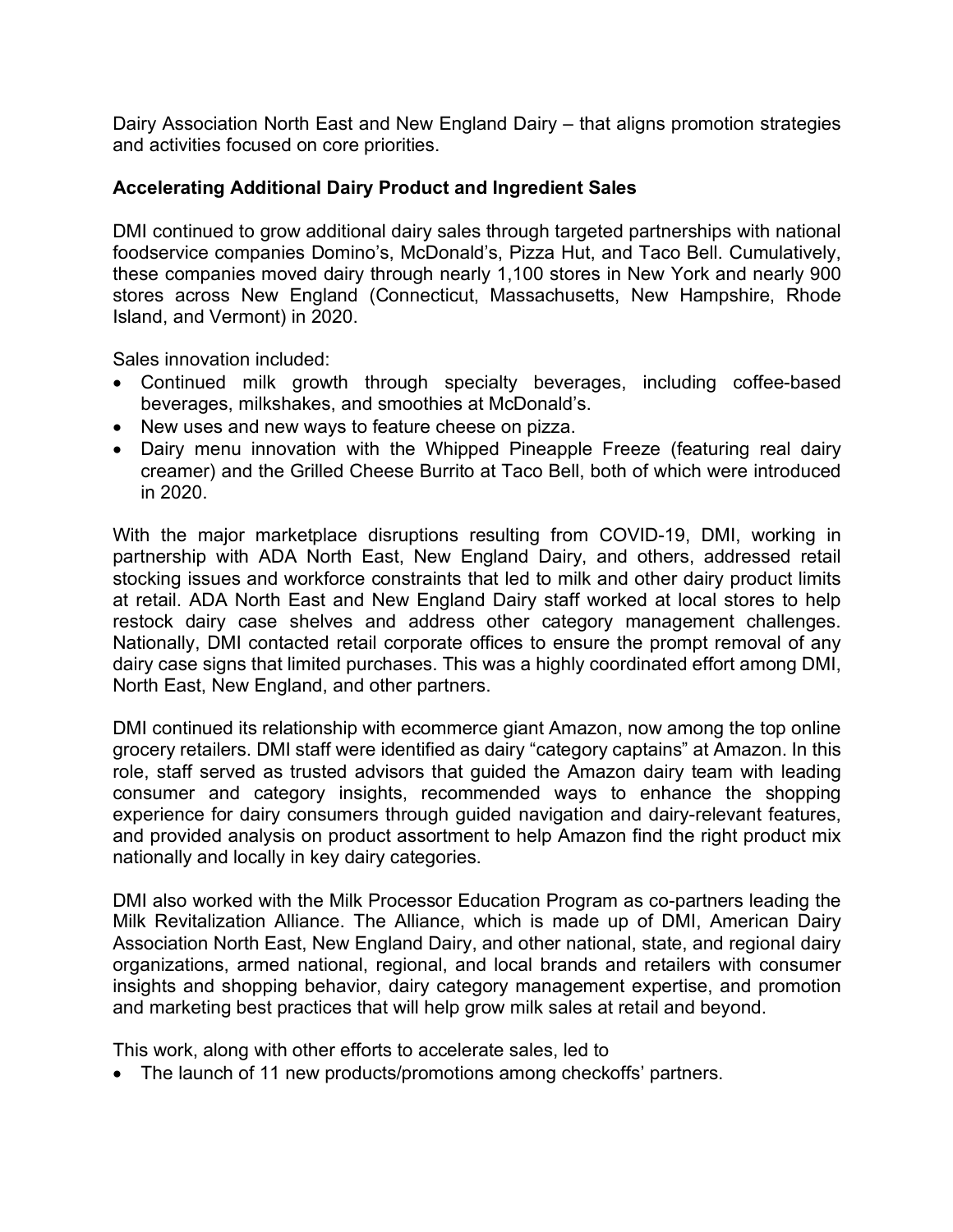Dairy Association North East and New England Dairy – that aligns promotion strategies and activities focused on core priorities.

**Accelerating Additional Dairy Product and Ingredient Sales**

DMI continued to grow additional dairy sales through targeted partnerships with national foodservice companies Domino's, McDonald's, Pizza Hut, and Taco Bell. Cumulatively, these companies moved dairy through nearly 1,100 stores in New York and nearly 900 stores across New England (Connecticut, Massachusetts, New Hampshire, Rhode Island, and Vermont) in 2020.

Sales innovation included:

- Continued milk growth through specialty beverages, including coffee-based beverages, milkshakes, and smoothies at McDonald's.
- New uses and new ways to feature cheese on pizza.
- Dairy menu innovation with the Whipped Pineapple Freeze (featuring real dairy creamer) and the Grilled Cheese Burrito at Taco Bell, both of which were introduced in 2020.

With the major marketplace disruptions resulting from COVID-19, DMI, working in partnership with ADA North East, New England Dairy, and others, addressed retail stocking issues and workforce constraints that led to milk and other dairy product limits at retail. ADA North East and New England Dairy staff worked at local stores to help restock dairy case shelves and address other category management challenges. Nationally, DMI contacted retail corporate offices to ensure the prompt removal of any dairy case signs that limited purchases. This was a highly coordinated effort among DMI, North East, New England, and other partners.

DMI continued its relationship with ecommerce giant Amazon, now among the top online grocery retailers. DMI staff were identified as dairy "category captains" at Amazon. In this role, staff served as trusted advisors that guided the Amazon dairy team with leading consumer and category insights, recommended ways to enhance the shopping experience for dairy consumers through guided navigation and dairy-relevant features, and provided analysis on product assortment to help Amazon find the right product mix nationally and locally in key dairy categories.

DMI also worked with the Milk Processor Education Program as co-partners leading the Milk Revitalization Alliance. The Alliance, which is made up of DMI, American Dairy Association North East, New England Dairy, and other national, state, and regional dairy organizations, armed national, regional, and local brands and retailers with consumer insights and shopping behavior, dairy category management expertise, and promotion and marketing best practices that will help grow milk sales at retail and beyond.

This work, along with other efforts to accelerate sales, led to

- The launch of 11 new products/promotions among checkoffs' partners.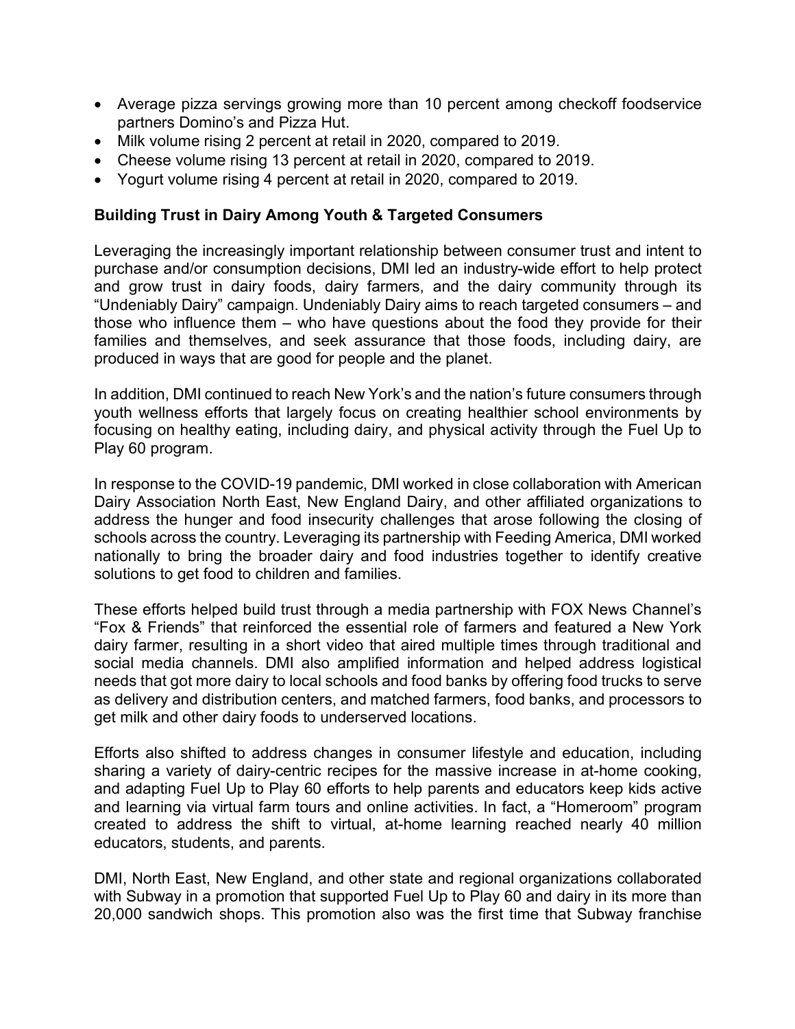- Average pizza servings growing more than 10 percent among checkoff foodservice partners Domino's and Pizza Hut.
- Milk volume rising 2 percent at retail in 2020, compared to 2019.
- Cheese volume rising 13 percent at retail in 2020, compared to 2019.
- Yogurt volume rising 4 percent at retail in 2020, compared to 2019.

**Building Trust in Dairy Among Youth & Targeted Consumers**

Leveraging the increasingly important relationship between consumer trust and intent to purchase and/or consumption decisions, DMI led an industry-wide effort to help protect and grow trust in dairy foods, dairy farmers, and the dairy community through its "Undeniably Dairy" campaign. Undeniably Dairy aims to reach targeted consumers – and those who influence them – who have questions about the food they provide for their families and themselves, and seek assurance that those foods, including dairy, are produced in ways that are good for people and the planet.

In addition, DMI continued to reach New York's and the nation's future consumers through youth wellness efforts that largely focus on creating healthier school environments by focusing on healthy eating, including dairy, and physical activity through the Fuel Up to Play 60 program.

In response to the COVID-19 pandemic, DMI worked in close collaboration with American Dairy Association North East, New England Dairy, and other affiliated organizations to address the hunger and food insecurity challenges that arose following the closing of schools across the country. Leveraging its partnership with Feeding America, DMI worked nationally to bring the broader dairy and food industries together to identify creative solutions to get food to children and families.

These efforts helped build trust through a media partnership with FOX News Channel's "Fox & Friends" that reinforced the essential role of farmers and featured a New York dairy farmer, resulting in a short video that aired multiple times through traditional and social media channels. DMI also amplified information and helped address logistical needs that got more dairy to local schools and food banks by offering food trucks to serve as delivery and distribution centers, and matched farmers, food banks, and processors to get milk and other dairy foods to underserved locations.

Efforts also shifted to address changes in consumer lifestyle and education, including sharing a variety of dairy-centric recipes for the massive increase in at-home cooking, and adapting Fuel Up to Play 60 efforts to help parents and educators keep kids active and learning via virtual farm tours and online activities. In fact, a "Homeroom" program created to address the shift to virtual, at-home learning reached nearly 40 million educators, students, and parents.

DMI, North East, New England, and other state and regional organizations collaborated with Subway in a promotion that supported Fuel Up to Play 60 and dairy in its more than 20,000 sandwich shops. This promotion also was the first time that Subway franchise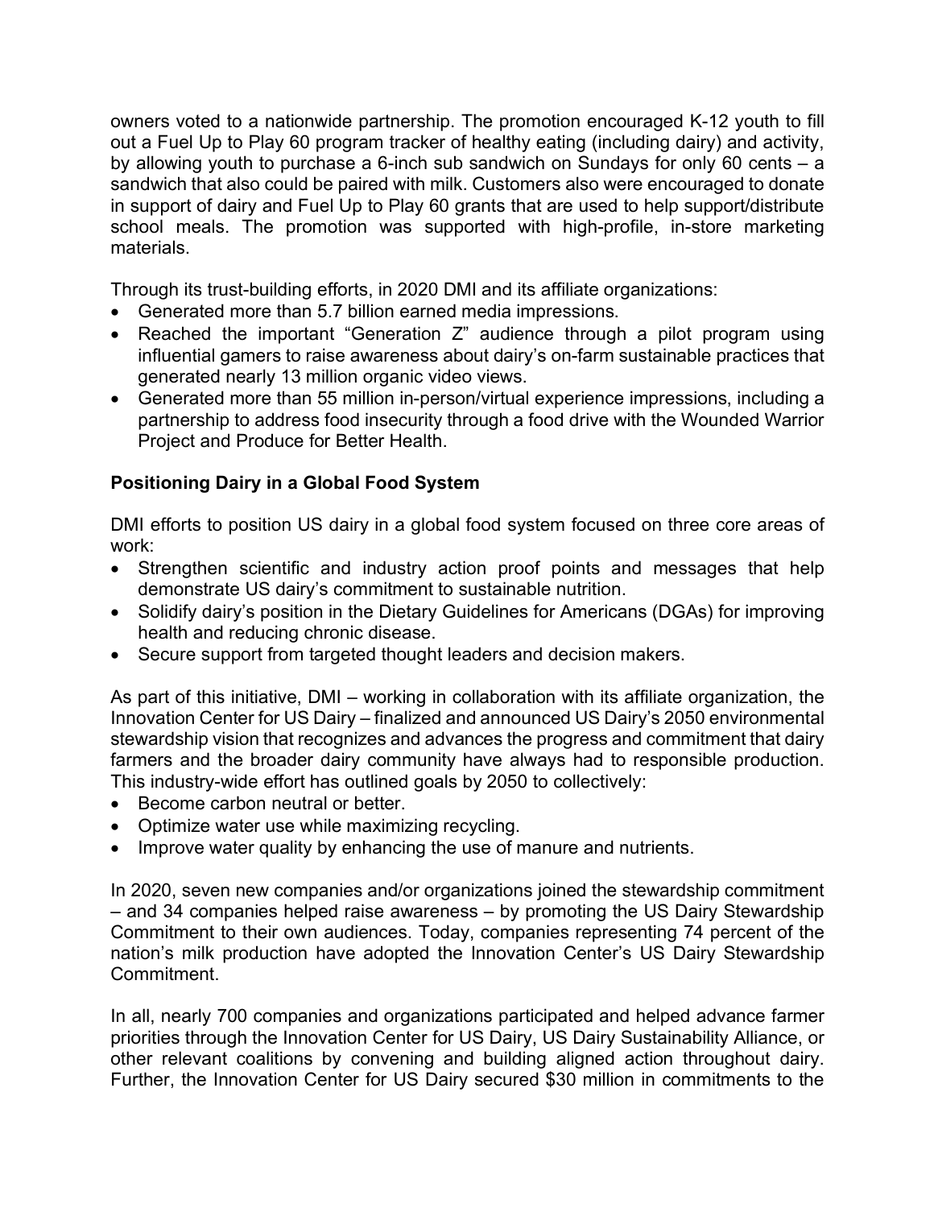owners voted to a nationwide partnership. The promotion encouraged K-12 youth to fill out a Fuel Up to Play 60 program tracker of healthy eating (including dairy) and activity, by allowing youth to purchase a 6-inch sub sandwich on Sundays for only 60 cents – a sandwich that also could be paired with milk. Customers also were encouraged to donate in support of dairy and Fuel Up to Play 60 grants that are used to help support/distribute school meals. The promotion was supported with high-profile, in-store marketing materials.

Through its trust-building efforts, in 2020 DMI and its affiliate organizations:

- Generated more than 5.7 billion earned media impressions.
- Reached the important "Generation Z" audience through a pilot program using influential gamers to raise awareness about dairy's on-farm sustainable practices that generated nearly 13 million organic video views.
- Generated more than 55 million in-person/virtual experience impressions, including a partnership to address food insecurity through a food drive with the Wounded Warrior Project and Produce for Better Health.

### Positioning Dairy in a Global Food System

DMI efforts to position US dairy in a global food system focused on three core areas of work:

- Strengthen scientific and industry action proof points and messages that help demonstrate US dairy's commitment to sustainable nutrition.
- Solidify dairy's position in the Dietary Guidelines for Americans (DGAs) for improving health and reducing chronic disease.
- Secure support from targeted thought leaders and decision makers.

As part of this initiative, DMI – working in collaboration with its affiliate organization, the Innovation Center for US Dairy – finalized and announced US Dairy's 2050 environmental stewardship vision that recognizes and advances the progress and commitment that dairy farmers and the broader dairy community have always had to responsible production. This industry-wide effort has outlined goals by 2050 to collectively:

- Become carbon neutral or better.
- Optimize water use while maximizing recycling.
- Improve water quality by enhancing the use of manure and nutrients.

In 2020, seven new companies and/or organizations joined the stewardship commitment – and 34 companies helped raise awareness – by promoting the US Dairy Stewardship Commitment to their own audiences. Today, companies representing 74 percent of the nation's milk production have adopted the Innovation Center's US Dairy Stewardship Commitment.

In all, nearly 700 companies and organizations participated and helped advance farmer priorities through the Innovation Center for US Dairy, US Dairy Sustainability Alliance, or other relevant coalitions by convening and building aligned action throughout dairy. Further, the Innovation Center for US Dairy secured $30 million in commitments to the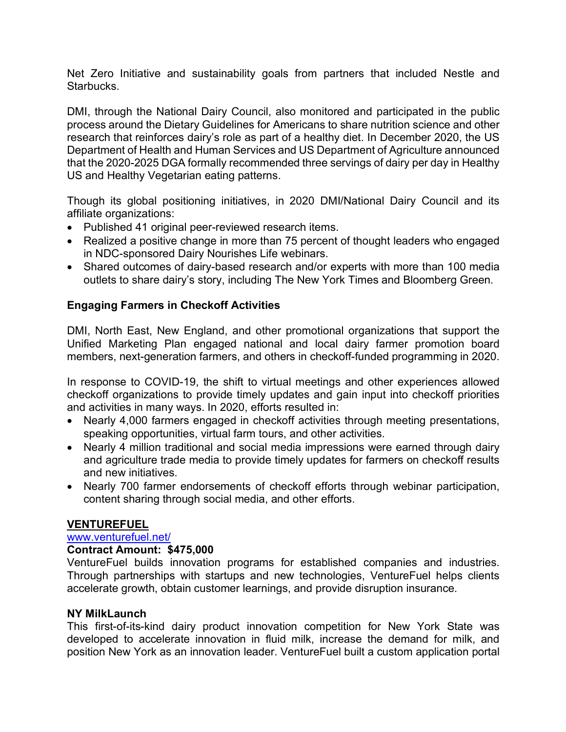Net Zero Initiative and sustainability goals from partners that included Nestle and Starbucks.

DMI, through the National Dairy Council, also monitored and participated in the public process around the Dietary Guidelines for Americans to share nutrition science and other research that reinforces dairy's role as part of a healthy diet. In December 2020, the US Department of Health and Human Services and US Department of Agriculture announced that the 2020-2025 DGA formally recommended three servings of dairy per day in Healthy US and Healthy Vegetarian eating patterns.

Though its global positioning initiatives, in 2020 DMI/National Dairy Council and its affiliate organizations:

- Published 41 original peer-reviewed research items.
- Realized a positive change in more than 75 percent of thought leaders who engaged in NDC-sponsored Dairy Nourishes Life webinars.
- Shared outcomes of dairy-based research and/or experts with more than 100 media outlets to share dairy's story, including The New York Times and Bloomberg Green.

**Engaging Farmers in Checkoff Activities**

DMI, North East, New England, and other promotional organizations that support the Unified Marketing Plan engaged national and local dairy farmer promotion board members, next-generation farmers, and others in checkoff-funded programming in 2020.

In response to COVID-19, the shift to virtual meetings and other experiences allowed checkoff organizations to provide timely updates and gain input into checkoff priorities and activities in many ways. In 2020, efforts resulted in:

- Nearly 4,000 farmers engaged in checkoff activities through meeting presentations, speaking opportunities, virtual farm tours, and other activities.
- Nearly 4 million traditional and social media impressions were earned through dairy and agriculture trade media to provide timely updates for farmers on checkoff results and new initiatives.
- Nearly 700 farmer endorsements of checkoff efforts through webinar participation, content sharing through social media, and other efforts.

**VENTUREFUEL**

www.venturefuel.net/

**Contract Amount: $475,000**

VentureFuel builds innovation programs for established companies and industries. Through partnerships with startups and new technologies, VentureFuel helps clients accelerate growth, obtain customer learnings, and provide disruption insurance.

**NY MilkLaunch**

This first-of-its-kind dairy product innovation competition for New York State was developed to accelerate innovation in fluid milk, increase the demand for milk, and position New York as an innovation leader. VentureFuel built a custom application portal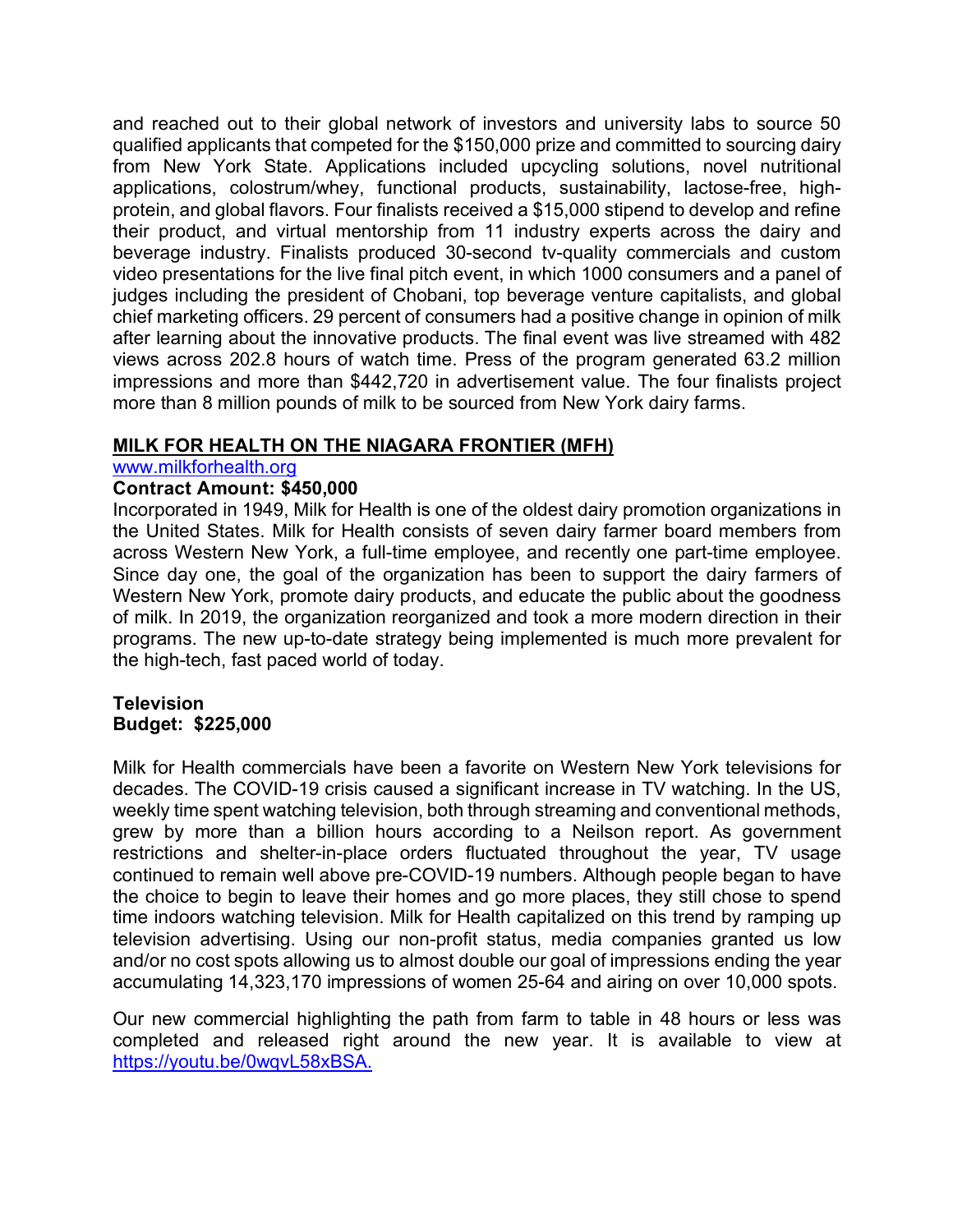and reached out to their global network of investors and university labs to source 50 qualified applicants that competed for the $150,000 prize and committed to sourcing dairy from New York State. Applications included upcycling solutions, novel nutritional applications, colostrum/whey, functional products, sustainability, lactose-free, high-protein, and global flavors. Four finalists received a $15,000 stipend to develop and refine their product, and virtual mentorship from 11 industry experts across the dairy and beverage industry. Finalists produced 30-second tv-quality commercials and custom video presentations for the live final pitch event, in which 1000 consumers and a panel of judges including the president of Chobani, top beverage venture capitalists, and global chief marketing officers. 29 percent of consumers had a positive change in opinion of milk after learning about the innovative products. The final event was live streamed with 482 views across 202.8 hours of watch time. Press of the program generated 63.2 million impressions and more than $442,720 in advertisement value. The four finalists project more than 8 million pounds of milk to be sourced from New York dairy farms.

## MILK FOR HEALTH ON THE NIAGARA FRONTIER (MFH)

[www.milkforhealth.org](www.milkforhealth.org)

**Contract Amount: $450,000**

Incorporated in 1949, Milk for Health is one of the oldest dairy promotion organizations in the United States. Milk for Health consists of seven dairy farmer board members from across Western New York, a full-time employee, and recently one part-time employee. Since day one, the goal of the organization has been to support the dairy farmers of Western New York, promote dairy products, and educate the public about the goodness of milk. In 2019, the organization reorganized and took a more modern direction in their programs. The new up-to-date strategy being implemented is much more prevalent for the high-tech, fast paced world of today.

**Television**
**Budget: $225,000**

Milk for Health commercials have been a favorite on Western New York televisions for decades. The COVID-19 crisis caused a significant increase in TV watching. In the US, weekly time spent watching television, both through streaming and conventional methods, grew by more than a billion hours according to a Neilson report. As government restrictions and shelter-in-place orders fluctuated throughout the year, TV usage continued to remain well above pre-COVID-19 numbers. Although people began to have the choice to begin to leave their homes and go more places, they still chose to spend time indoors watching television. Milk for Health capitalized on this trend by ramping up television advertising. Using our non-profit status, media companies granted us low and/or no cost spots allowing us to almost double our goal of impressions ending the year accumulating 14,323,170 impressions of women 25-64 and airing on over 10,000 spots.

Our new commercial highlighting the path from farm to table in 48 hours or less was completed and released right around the new year. It is available to view at [https://youtu.be/0wqvL58xBSA.](https://youtu.be/0wqvL58xBSA)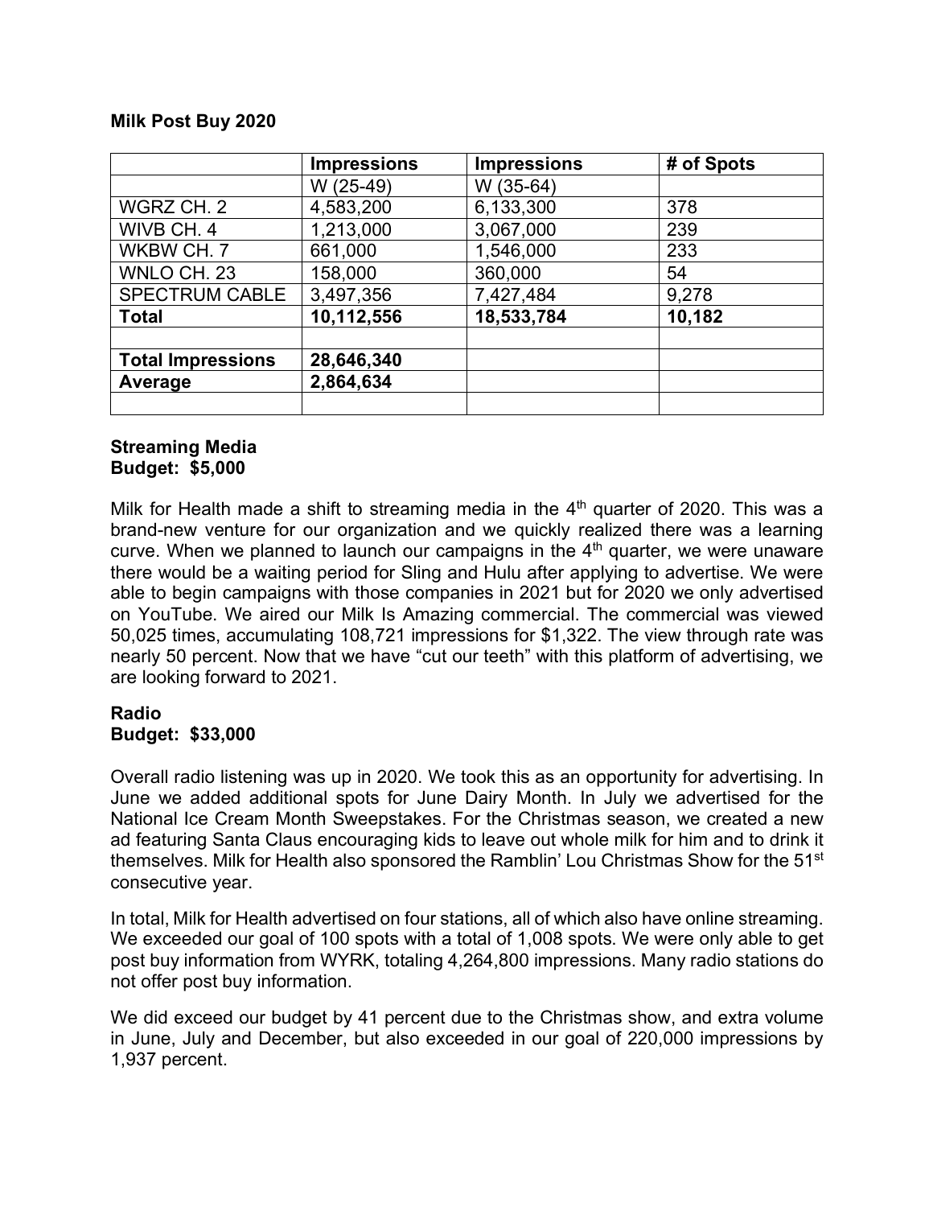**Milk Post Buy 2020**

| | Impressions | Impressions | # of Spots |
|---|---|---|---|
| | W (25-49) | W (35-64) | |
| WGRZ CH. 2 | 4,583,200 | 6,133,300 | 378 |
| WIVB CH. 4 | 1,213,000 | 3,067,000 | 239 |
| WKBW CH. 7 | 661,000 | 1,546,000 | 233 |
| WNLO CH. 23 | 158,000 | 360,000 | 54 |
| SPECTRUM CABLE | 3,497,356 | 7,427,484 | 9,278 |
| **Total** | **10,112,556** | **18,533,784** | **10,182** |
| | | | |
| **Total Impressions** | **28,646,340** | | |
| **Average** | **2,864,634** | | |
| | | | |

**Streaming Media**
**Budget: $5,000**

Milk for Health made a shift to streaming media in the 4th quarter of 2020. This was a brand-new venture for our organization and we quickly realized there was a learning curve. When we planned to launch our campaigns in the 4th quarter, we were unaware there would be a waiting period for Sling and Hulu after applying to advertise. We were able to begin campaigns with those companies in 2021 but for 2020 we only advertised on YouTube. We aired our Milk Is Amazing commercial. The commercial was viewed 50,025 times, accumulating 108,721 impressions for $1,322. The view through rate was nearly 50 percent. Now that we have "cut our teeth" with this platform of advertising, we are looking forward to 2021.

**Radio**
**Budget: $33,000**

Overall radio listening was up in 2020. We took this as an opportunity for advertising. In June we added additional spots for June Dairy Month. In July we advertised for the National Ice Cream Month Sweepstakes. For the Christmas season, we created a new ad featuring Santa Claus encouraging kids to leave out whole milk for him and to drink it themselves. Milk for Health also sponsored the Ramblin' Lou Christmas Show for the 51st consecutive year.

In total, Milk for Health advertised on four stations, all of which also have online streaming. We exceeded our goal of 100 spots with a total of 1,008 spots. We were only able to get post buy information from WYRK, totaling 4,264,800 impressions. Many radio stations do not offer post buy information.

We did exceed our budget by 41 percent due to the Christmas show, and extra volume in June, July and December, but also exceeded in our goal of 220,000 impressions by 1,937 percent.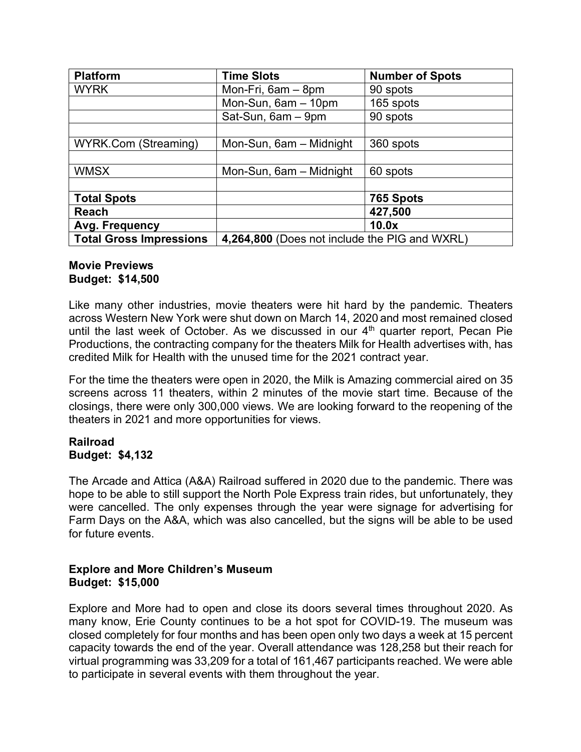| **Platform** | **Time Slots** | **Number of Spots** |
| --- | --- | --- |
| WYRK | Mon-Fri, 6am – 8pm | 90 spots |
| | Mon-Sun, 6am – 10pm | 165 spots |
| | Sat-Sun, 6am – 9pm | 90 spots |
| | | |
| WYRK.Com (Streaming) | Mon-Sun, 6am – Midnight | 360 spots |
| | | |
| WMSX | Mon-Sun, 6am – Midnight | 60 spots |
| | | |
| **Total Spots** | | **765 Spots** |
| **Reach** | | **427,500** |
| **Avg. Frequency** | | **10.0x** |
| **Total Gross Impressions** | **4,264,800** (Does not include the PIG and WXRL) | |

**Movie Previews**
**Budget: $14,500**

Like many other industries, movie theaters were hit hard by the pandemic. Theaters across Western New York were shut down on March 14, 2020 and most remained closed until the last week of October. As we discussed in our 4th quarter report, Pecan Pie Productions, the contracting company for the theaters Milk for Health advertises with, has credited Milk for Health with the unused time for the 2021 contract year.

For the time the theaters were open in 2020, the Milk is Amazing commercial aired on 35 screens across 11 theaters, within 2 minutes of the movie start time. Because of the closings, there were only 300,000 views. We are looking forward to the reopening of the theaters in 2021 and more opportunities for views.

**Railroad**
**Budget: $4,132**

The Arcade and Attica (A&A) Railroad suffered in 2020 due to the pandemic. There was hope to be able to still support the North Pole Express train rides, but unfortunately, they were cancelled. The only expenses through the year were signage for advertising for Farm Days on the A&A, which was also cancelled, but the signs will be able to be used for future events.

**Explore and More Children's Museum**
**Budget: $15,000**

Explore and More had to open and close its doors several times throughout 2020. As many know, Erie County continues to be a hot spot for COVID-19. The museum was closed completely for four months and has been open only two days a week at 15 percent capacity towards the end of the year. Overall attendance was 128,258 but their reach for virtual programming was 33,209 for a total of 161,467 participants reached. We were able to participate in several events with them throughout the year.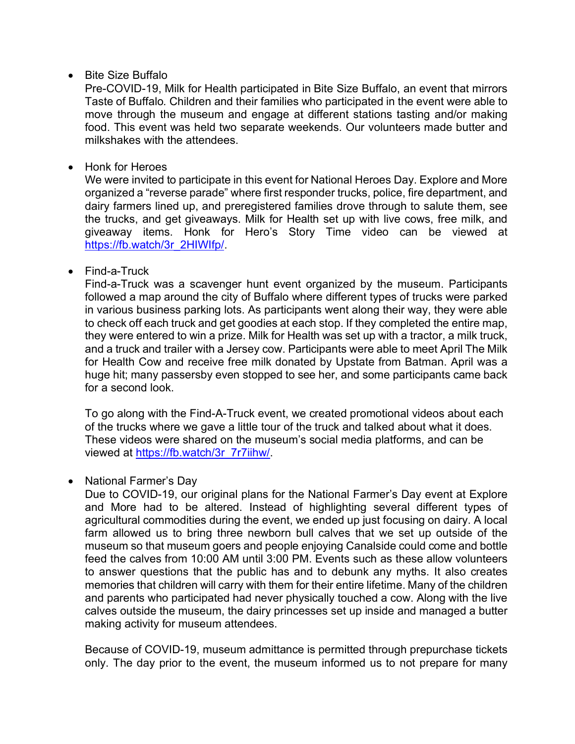- Bite Size Buffalo

  Pre-COVID-19, Milk for Health participated in Bite Size Buffalo, an event that mirrors Taste of Buffalo. Children and their families who participated in the event were able to move through the museum and engage at different stations tasting and/or making food. This event was held two separate weekends. Our volunteers made butter and milkshakes with the attendees.

- Honk for Heroes

  We were invited to participate in this event for National Heroes Day. Explore and More organized a "reverse parade" where first responder trucks, police, fire department, and dairy farmers lined up, and preregistered families drove through to salute them, see the trucks, and get giveaways. Milk for Health set up with live cows, free milk, and giveaway items. Honk for Hero's Story Time video can be viewed at [https://fb.watch/3r_2HIWIfp/](https://fb.watch/3r_2HIWIfp/).

- Find-a-Truck

  Find-a-Truck was a scavenger hunt event organized by the museum. Participants followed a map around the city of Buffalo where different types of trucks were parked in various business parking lots. As participants went along their way, they were able to check off each truck and get goodies at each stop. If they completed the entire map, they were entered to win a prize. Milk for Health was set up with a tractor, a milk truck, and a truck and trailer with a Jersey cow. Participants were able to meet April The Milk for Health Cow and receive free milk donated by Upstate from Batman. April was a huge hit; many passersby even stopped to see her, and some participants came back for a second look.

  To go along with the Find-A-Truck event, we created promotional videos about each of the trucks where we gave a little tour of the truck and talked about what it does. These videos were shared on the museum's social media platforms, and can be viewed at [https://fb.watch/3r_7r7iihw/](https://fb.watch/3r_7r7iihw/).

- National Farmer's Day

  Due to COVID-19, our original plans for the National Farmer's Day event at Explore and More had to be altered. Instead of highlighting several different types of agricultural commodities during the event, we ended up just focusing on dairy. A local farm allowed us to bring three newborn bull calves that we set up outside of the museum so that museum goers and people enjoying Canalside could come and bottle feed the calves from 10:00 AM until 3:00 PM. Events such as these allow volunteers to answer questions that the public has and to debunk any myths. It also creates memories that children will carry with them for their entire lifetime. Many of the children and parents who participated had never physically touched a cow. Along with the live calves outside the museum, the dairy princesses set up inside and managed a butter making activity for museum attendees.

  Because of COVID-19, museum admittance is permitted through prepurchase tickets only. The day prior to the event, the museum informed us to not prepare for many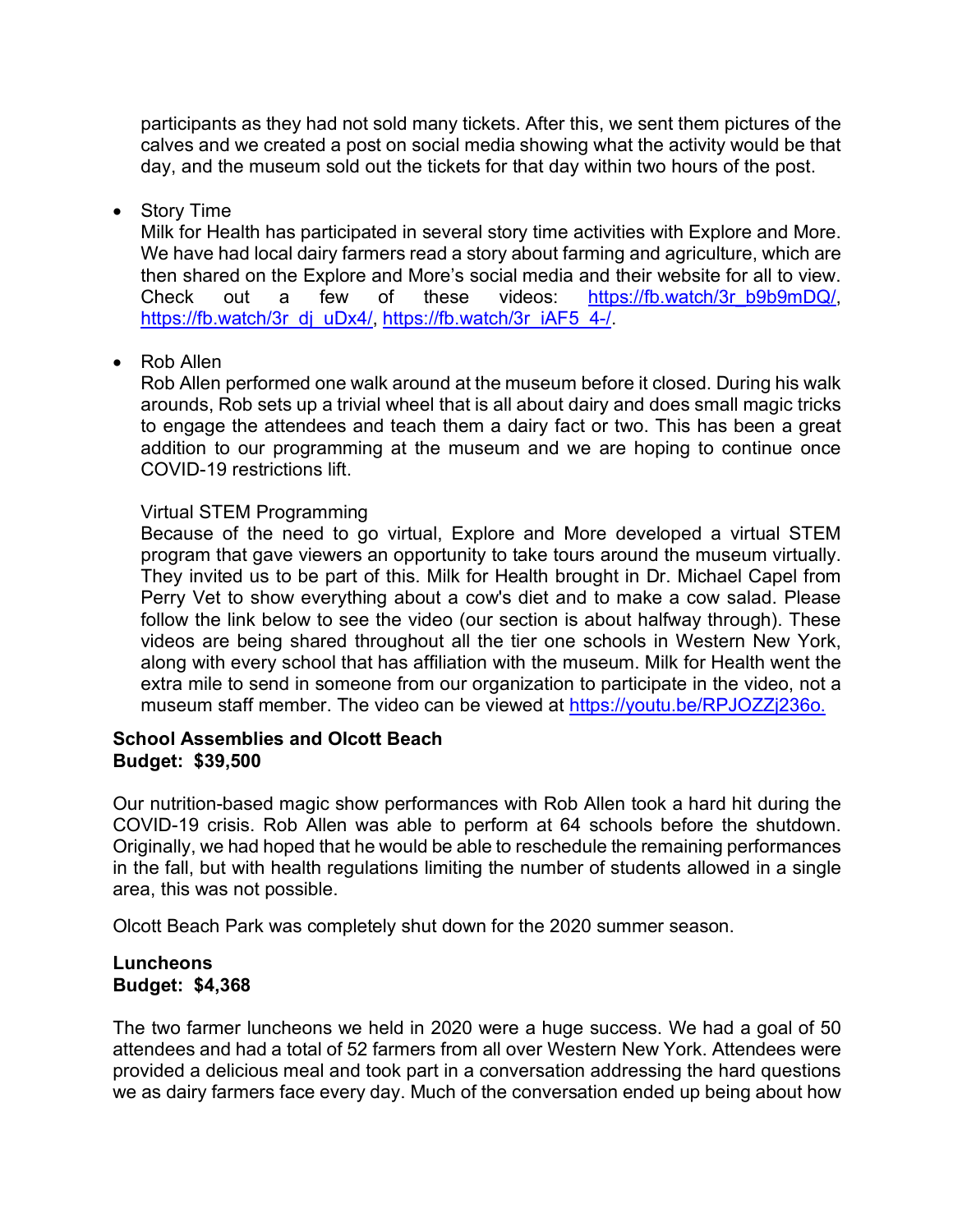participants as they had not sold many tickets. After this, we sent them pictures of the calves and we created a post on social media showing what the activity would be that day, and the museum sold out the tickets for that day within two hours of the post.

- Story Time
  Milk for Health has participated in several story time activities with Explore and More. We have had local dairy farmers read a story about farming and agriculture, which are then shared on the Explore and More's social media and their website for all to view. Check out a few of these videos: https://fb.watch/3r_b9b9mDQ/, https://fb.watch/3r_dj_uDx4/, https://fb.watch/3r_iAF5_4-/.

- Rob Allen
  Rob Allen performed one walk around at the museum before it closed. During his walk arounds, Rob sets up a trivial wheel that is all about dairy and does small magic tricks to engage the attendees and teach them a dairy fact or two. This has been a great addition to our programming at the museum and we are hoping to continue once COVID-19 restrictions lift.

  Virtual STEM Programming
  Because of the need to go virtual, Explore and More developed a virtual STEM program that gave viewers an opportunity to take tours around the museum virtually. They invited us to be part of this. Milk for Health brought in Dr. Michael Capel from Perry Vet to show everything about a cow's diet and to make a cow salad. Please follow the link below to see the video (our section is about halfway through). These videos are being shared throughout all the tier one schools in Western New York, along with every school that has affiliation with the museum. Milk for Health went the extra mile to send in someone from our organization to participate in the video, not a museum staff member. The video can be viewed at https://youtu.be/RPJOZZj236o.

**School Assemblies and Olcott Beach**
**Budget: $39,500**

Our nutrition-based magic show performances with Rob Allen took a hard hit during the COVID-19 crisis. Rob Allen was able to perform at 64 schools before the shutdown. Originally, we had hoped that he would be able to reschedule the remaining performances in the fall, but with health regulations limiting the number of students allowed in a single area, this was not possible.

Olcott Beach Park was completely shut down for the 2020 summer season.

**Luncheons**
**Budget: $4,368**

The two farmer luncheons we held in 2020 were a huge success. We had a goal of 50 attendees and had a total of 52 farmers from all over Western New York. Attendees were provided a delicious meal and took part in a conversation addressing the hard questions we as dairy farmers face every day. Much of the conversation ended up being about how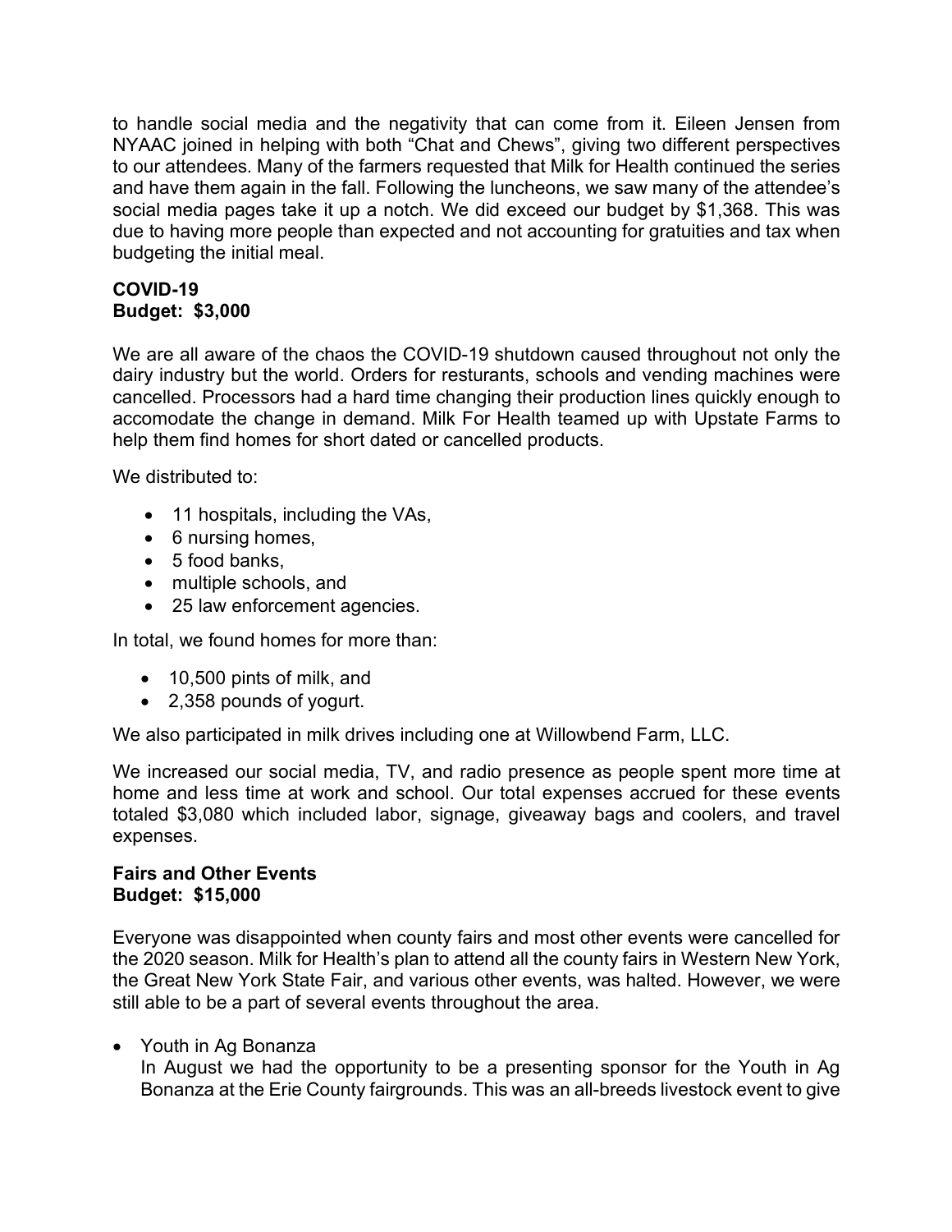to handle social media and the negativity that can come from it. Eileen Jensen from NYAAC joined in helping with both "Chat and Chews", giving two different perspectives to our attendees. Many of the farmers requested that Milk for Health continued the series and have them again in the fall. Following the luncheons, we saw many of the attendee's social media pages take it up a notch. We did exceed our budget by $1,368. This was due to having more people than expected and not accounting for gratuities and tax when budgeting the initial meal.

**COVID-19**
**Budget: $3,000**

We are all aware of the chaos the COVID-19 shutdown caused throughout not only the dairy industry but the world. Orders for resturants, schools and vending machines were cancelled. Processors had a hard time changing their production lines quickly enough to accomodate the change in demand. Milk For Health teamed up with Upstate Farms to help them find homes for short dated or cancelled products.

We distributed to:

- 11 hospitals, including the VAs,
- 6 nursing homes,
- 5 food banks,
- multiple schools, and
- 25 law enforcement agencies.

In total, we found homes for more than:

- 10,500 pints of milk, and
- 2,358 pounds of yogurt.

We also participated in milk drives including one at Willowbend Farm, LLC.

We increased our social media, TV, and radio presence as people spent more time at home and less time at work and school. Our total expenses accrued for these events totaled $3,080 which included labor, signage, giveaway bags and coolers, and travel expenses.

**Fairs and Other Events**
**Budget: $15,000**

Everyone was disappointed when county fairs and most other events were cancelled for the 2020 season. Milk for Health's plan to attend all the county fairs in Western New York, the Great New York State Fair, and various other events, was halted. However, we were still able to be a part of several events throughout the area.

- Youth in Ag Bonanza
  In August we had the opportunity to be a presenting sponsor for the Youth in Ag Bonanza at the Erie County fairgrounds. This was an all-breeds livestock event to give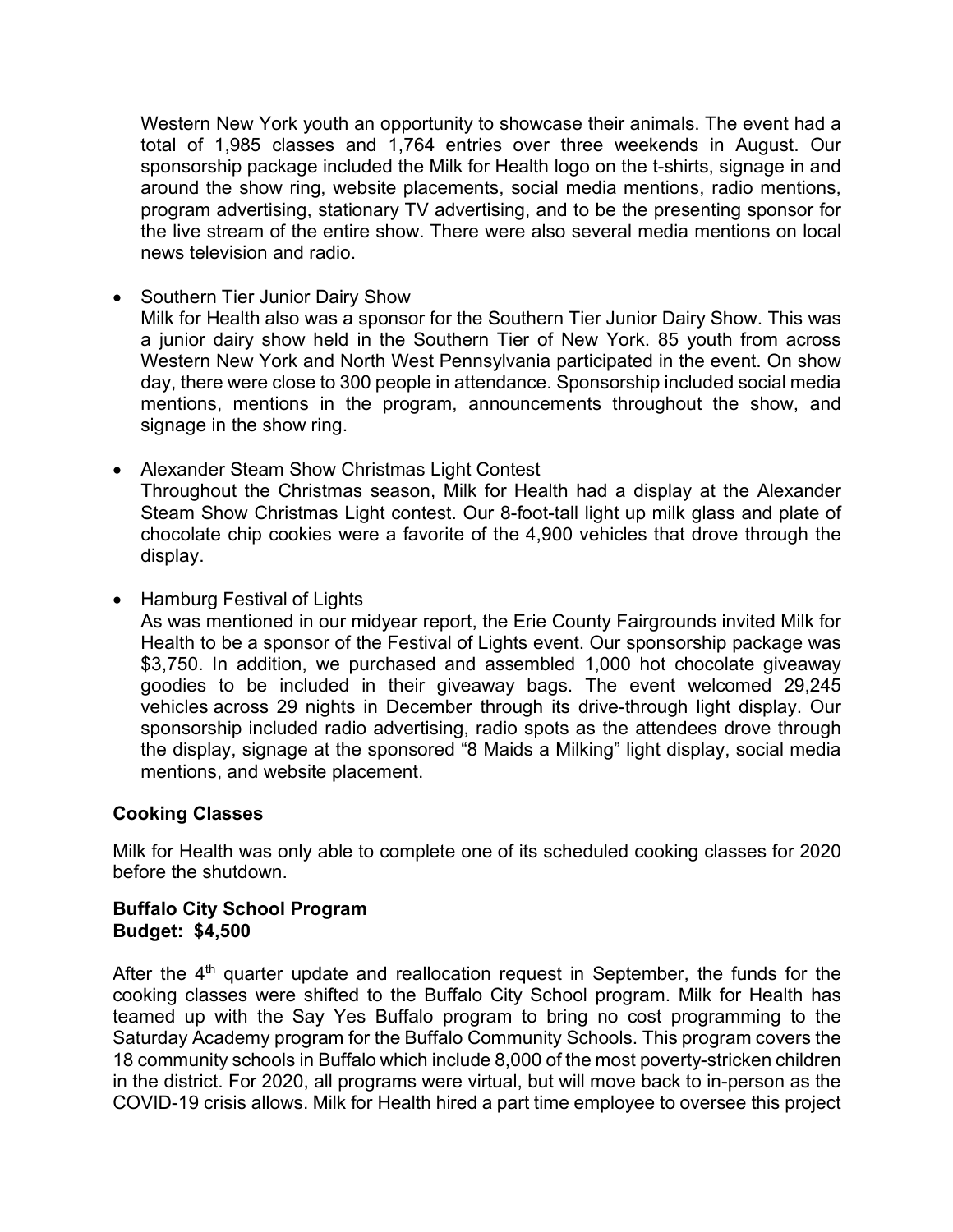Western New York youth an opportunity to showcase their animals. The event had a total of 1,985 classes and 1,764 entries over three weekends in August. Our sponsorship package included the Milk for Health logo on the t-shirts, signage in and around the show ring, website placements, social media mentions, radio mentions, program advertising, stationary TV advertising, and to be the presenting sponsor for the live stream of the entire show. There were also several media mentions on local news television and radio.

- Southern Tier Junior Dairy Show
  Milk for Health also was a sponsor for the Southern Tier Junior Dairy Show. This was a junior dairy show held in the Southern Tier of New York. 85 youth from across Western New York and North West Pennsylvania participated in the event. On show day, there were close to 300 people in attendance. Sponsorship included social media mentions, mentions in the program, announcements throughout the show, and signage in the show ring.

- Alexander Steam Show Christmas Light Contest
  Throughout the Christmas season, Milk for Health had a display at the Alexander Steam Show Christmas Light contest. Our 8-foot-tall light up milk glass and plate of chocolate chip cookies were a favorite of the 4,900 vehicles that drove through the display.

- Hamburg Festival of Lights
  As was mentioned in our midyear report, the Erie County Fairgrounds invited Milk for Health to be a sponsor of the Festival of Lights event. Our sponsorship package was \$3,750. In addition, we purchased and assembled 1,000 hot chocolate giveaway goodies to be included in their giveaway bags. The event welcomed 29,245 vehicles across 29 nights in December through its drive-through light display. Our sponsorship included radio advertising, radio spots as the attendees drove through the display, signage at the sponsored "8 Maids a Milking" light display, social media mentions, and website placement.

**Cooking Classes**

Milk for Health was only able to complete one of its scheduled cooking classes for 2020 before the shutdown.

**Buffalo City School Program**
**Budget: \$4,500**

After the 4th quarter update and reallocation request in September, the funds for the cooking classes were shifted to the Buffalo City School program. Milk for Health has teamed up with the Say Yes Buffalo program to bring no cost programming to the Saturday Academy program for the Buffalo Community Schools. This program covers the 18 community schools in Buffalo which include 8,000 of the most poverty-stricken children in the district. For 2020, all programs were virtual, but will move back to in-person as the COVID-19 crisis allows. Milk for Health hired a part time employee to oversee this project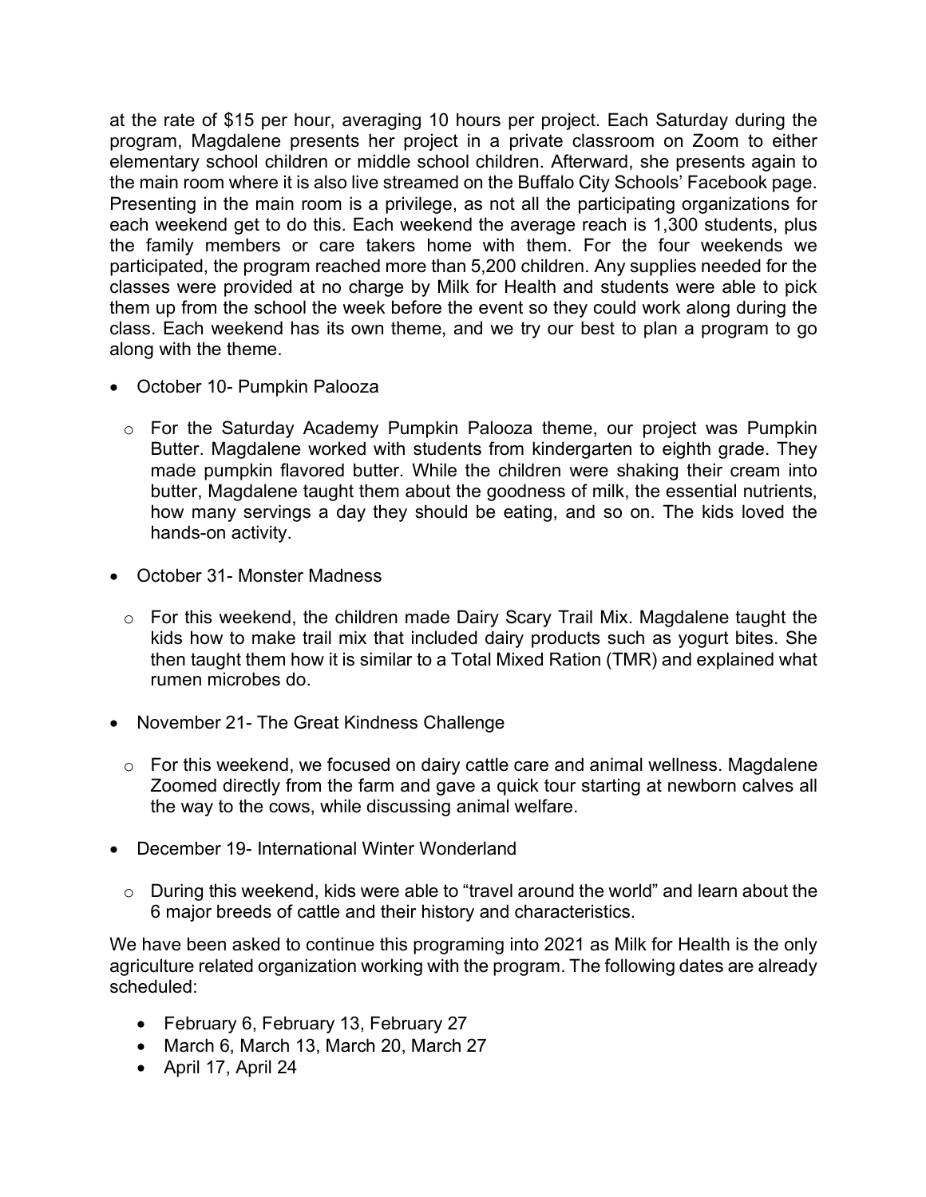at the rate of $15 per hour, averaging 10 hours per project. Each Saturday during the program, Magdalene presents her project in a private classroom on Zoom to either elementary school children or middle school children. Afterward, she presents again to the main room where it is also live streamed on the Buffalo City Schools' Facebook page. Presenting in the main room is a privilege, as not all the participating organizations for each weekend get to do this. Each weekend the average reach is 1,300 students, plus the family members or care takers home with them. For the four weekends we participated, the program reached more than 5,200 children. Any supplies needed for the classes were provided at no charge by Milk for Health and students were able to pick them up from the school the week before the event so they could work along during the class. Each weekend has its own theme, and we try our best to plan a program to go along with the theme.

- October 10- Pumpkin Palooza
  - For the Saturday Academy Pumpkin Palooza theme, our project was Pumpkin Butter. Magdalene worked with students from kindergarten to eighth grade. They made pumpkin flavored butter. While the children were shaking their cream into butter, Magdalene taught them about the goodness of milk, the essential nutrients, how many servings a day they should be eating, and so on. The kids loved the hands-on activity.
- October 31- Monster Madness
  - For this weekend, the children made Dairy Scary Trail Mix. Magdalene taught the kids how to make trail mix that included dairy products such as yogurt bites. She then taught them how it is similar to a Total Mixed Ration (TMR) and explained what rumen microbes do.
- November 21- The Great Kindness Challenge
  - For this weekend, we focused on dairy cattle care and animal wellness. Magdalene Zoomed directly from the farm and gave a quick tour starting at newborn calves all the way to the cows, while discussing animal welfare.
- December 19- International Winter Wonderland
  - During this weekend, kids were able to "travel around the world" and learn about the 6 major breeds of cattle and their history and characteristics.

We have been asked to continue this programing into 2021 as Milk for Health is the only agriculture related organization working with the program. The following dates are already scheduled:

- February 6, February 13, February 27
- March 6, March 13, March 20, March 27
- April 17, April 24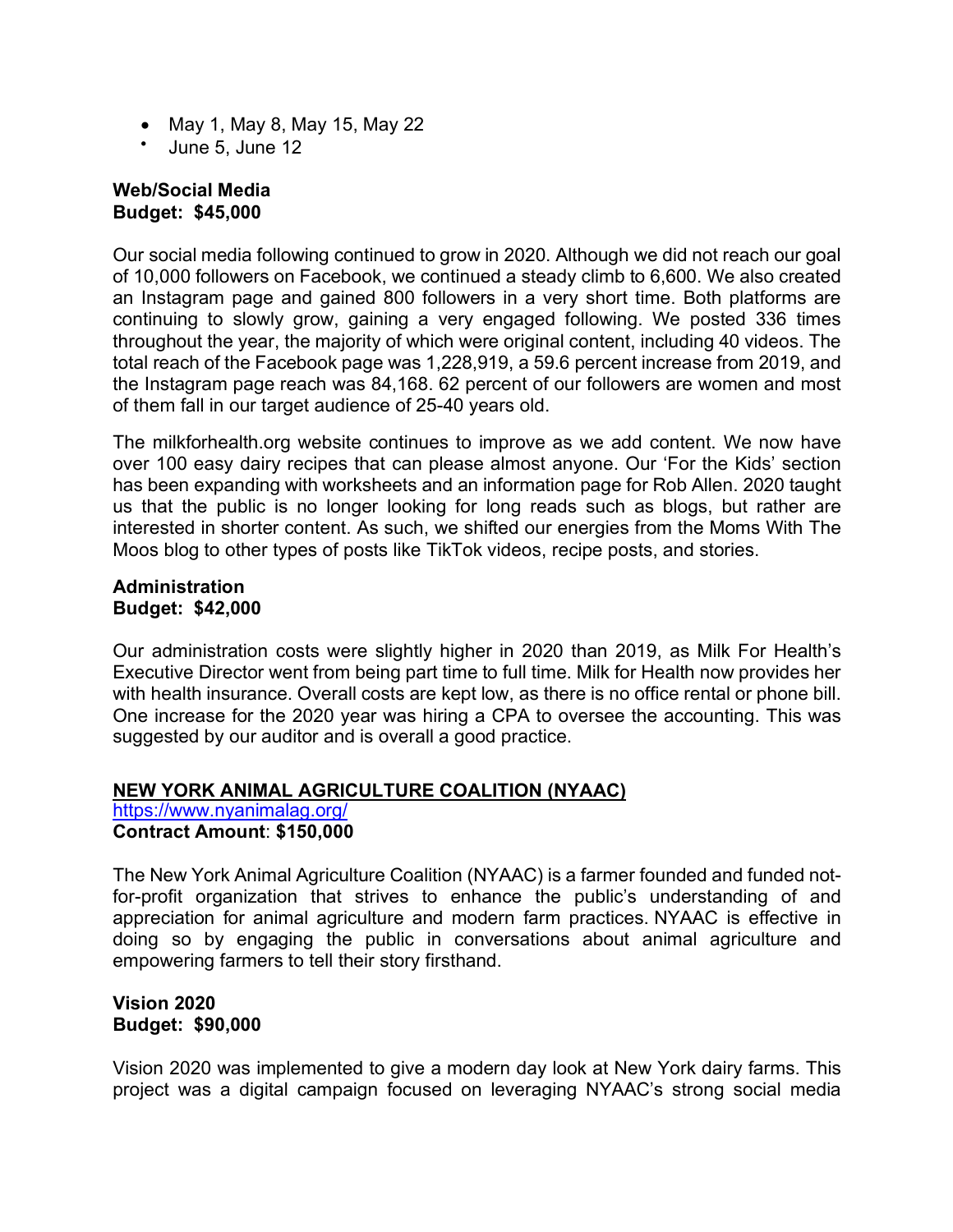- May 1, May 8, May 15, May 22
- June 5, June 12

**Web/Social Media**
**Budget: $45,000**

Our social media following continued to grow in 2020. Although we did not reach our goal of 10,000 followers on Facebook, we continued a steady climb to 6,600. We also created an Instagram page and gained 800 followers in a very short time. Both platforms are continuing to slowly grow, gaining a very engaged following. We posted 336 times throughout the year, the majority of which were original content, including 40 videos. The total reach of the Facebook page was 1,228,919, a 59.6 percent increase from 2019, and the Instagram page reach was 84,168. 62 percent of our followers are women and most of them fall in our target audience of 25-40 years old.

The milkforhealth.org website continues to improve as we add content. We now have over 100 easy dairy recipes that can please almost anyone. Our 'For the Kids' section has been expanding with worksheets and an information page for Rob Allen. 2020 taught us that the public is no longer looking for long reads such as blogs, but rather are interested in shorter content. As such, we shifted our energies from the Moms With The Moos blog to other types of posts like TikTok videos, recipe posts, and stories.

**Administration**
**Budget: $42,000**

Our administration costs were slightly higher in 2020 than 2019, as Milk For Health's Executive Director went from being part time to full time. Milk for Health now provides her with health insurance. Overall costs are kept low, as there is no office rental or phone bill. One increase for the 2020 year was hiring a CPA to oversee the accounting. This was suggested by our auditor and is overall a good practice.

## NEW YORK ANIMAL AGRICULTURE COALITION (NYAAC)

[https://www.nyanimalag.org/](https://www.nyanimalag.org/)
**Contract Amount**: **$150,000**

The New York Animal Agriculture Coalition (NYAAC) is a farmer founded and funded not-for-profit organization that strives to enhance the public's understanding of and appreciation for animal agriculture and modern farm practices. NYAAC is effective in doing so by engaging the public in conversations about animal agriculture and empowering farmers to tell their story firsthand.

**Vision 2020**
**Budget: $90,000**

Vision 2020 was implemented to give a modern day look at New York dairy farms. This project was a digital campaign focused on leveraging NYAAC's strong social media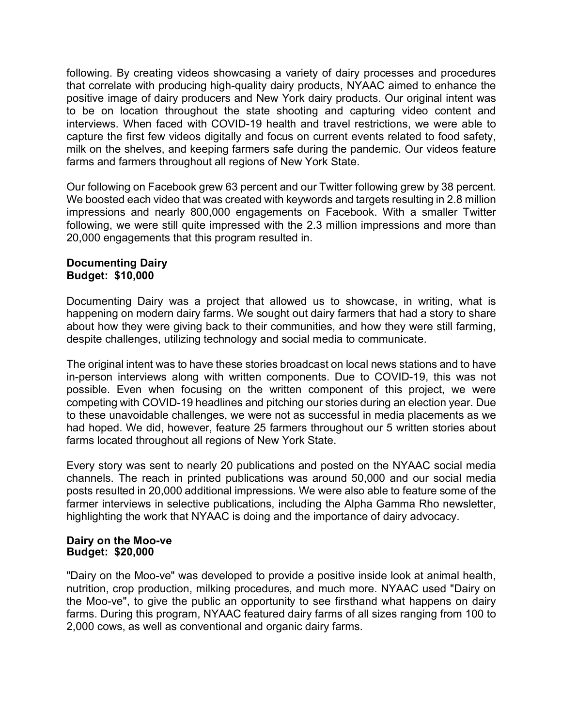following. By creating videos showcasing a variety of dairy processes and procedures that correlate with producing high-quality dairy products, NYAAC aimed to enhance the positive image of dairy producers and New York dairy products. Our original intent was to be on location throughout the state shooting and capturing video content and interviews. When faced with COVID-19 health and travel restrictions, we were able to capture the first few videos digitally and focus on current events related to food safety, milk on the shelves, and keeping farmers safe during the pandemic. Our videos feature farms and farmers throughout all regions of New York State.

Our following on Facebook grew 63 percent and our Twitter following grew by 38 percent. We boosted each video that was created with keywords and targets resulting in 2.8 million impressions and nearly 800,000 engagements on Facebook. With a smaller Twitter following, we were still quite impressed with the 2.3 million impressions and more than 20,000 engagements that this program resulted in.

**Documenting Dairy**
**Budget: $10,000**

Documenting Dairy was a project that allowed us to showcase, in writing, what is happening on modern dairy farms. We sought out dairy farmers that had a story to share about how they were giving back to their communities, and how they were still farming, despite challenges, utilizing technology and social media to communicate.

The original intent was to have these stories broadcast on local news stations and to have in-person interviews along with written components. Due to COVID-19, this was not possible. Even when focusing on the written component of this project, we were competing with COVID-19 headlines and pitching our stories during an election year. Due to these unavoidable challenges, we were not as successful in media placements as we had hoped. We did, however, feature 25 farmers throughout our 5 written stories about farms located throughout all regions of New York State.

Every story was sent to nearly 20 publications and posted on the NYAAC social media channels. The reach in printed publications was around 50,000 and our social media posts resulted in 20,000 additional impressions. We were also able to feature some of the farmer interviews in selective publications, including the Alpha Gamma Rho newsletter, highlighting the work that NYAAC is doing and the importance of dairy advocacy.

**Dairy on the Moo-ve**
**Budget: $20,000**

"Dairy on the Moo-ve" was developed to provide a positive inside look at animal health, nutrition, crop production, milking procedures, and much more. NYAAC used "Dairy on the Moo-ve", to give the public an opportunity to see firsthand what happens on dairy farms. During this program, NYAAC featured dairy farms of all sizes ranging from 100 to 2,000 cows, as well as conventional and organic dairy farms.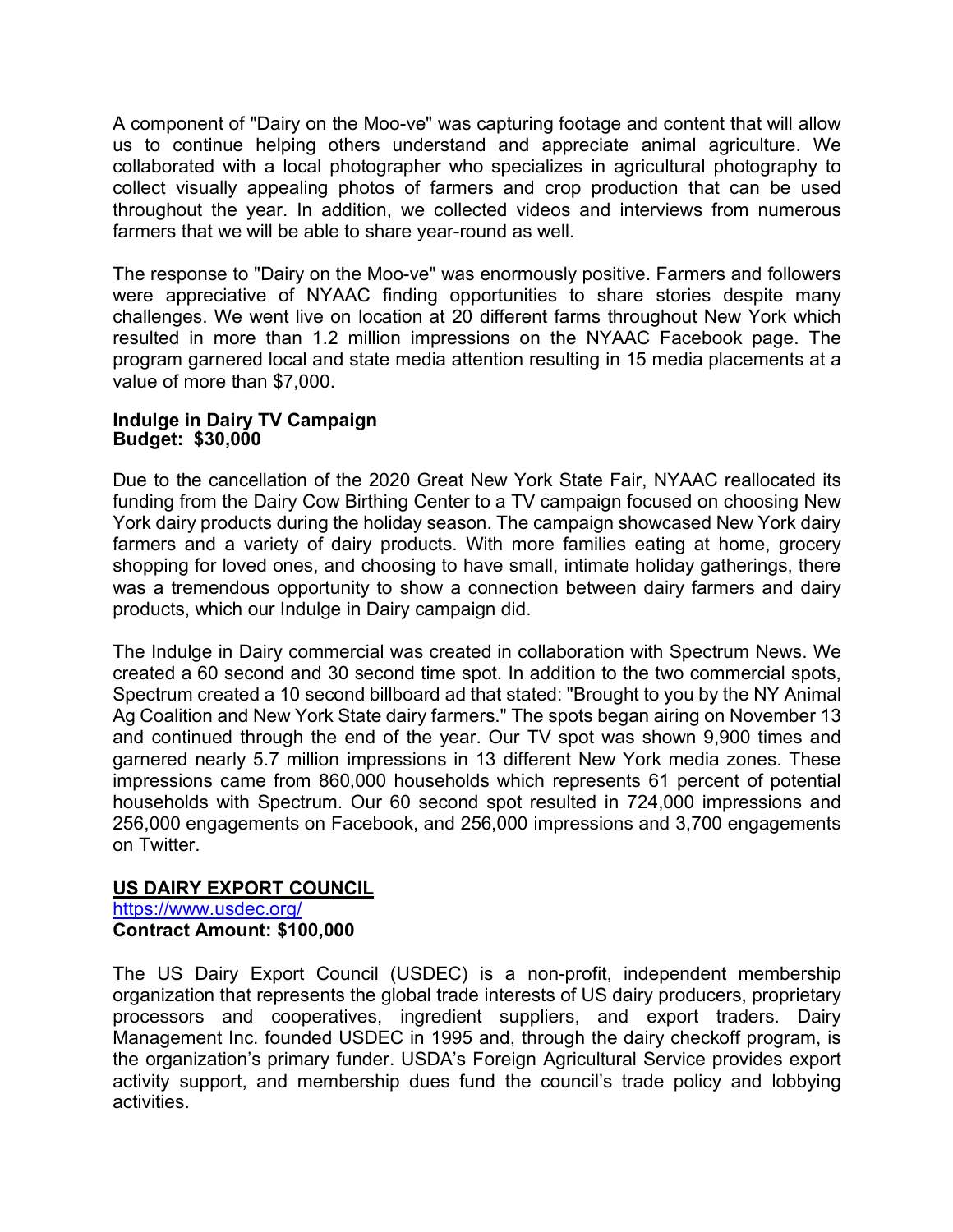A component of "Dairy on the Moo-ve" was capturing footage and content that will allow us to continue helping others understand and appreciate animal agriculture. We collaborated with a local photographer who specializes in agricultural photography to collect visually appealing photos of farmers and crop production that can be used throughout the year. In addition, we collected videos and interviews from numerous farmers that we will be able to share year-round as well.

The response to "Dairy on the Moo-ve" was enormously positive. Farmers and followers were appreciative of NYAAC finding opportunities to share stories despite many challenges. We went live on location at 20 different farms throughout New York which resulted in more than 1.2 million impressions on the NYAAC Facebook page. The program garnered local and state media attention resulting in 15 media placements at a value of more than $7,000.

**Indulge in Dairy TV Campaign**
**Budget: $30,000**

Due to the cancellation of the 2020 Great New York State Fair, NYAAC reallocated its funding from the Dairy Cow Birthing Center to a TV campaign focused on choosing New York dairy products during the holiday season. The campaign showcased New York dairy farmers and a variety of dairy products. With more families eating at home, grocery shopping for loved ones, and choosing to have small, intimate holiday gatherings, there was a tremendous opportunity to show a connection between dairy farmers and dairy products, which our Indulge in Dairy campaign did.

The Indulge in Dairy commercial was created in collaboration with Spectrum News. We created a 60 second and 30 second time spot. In addition to the two commercial spots, Spectrum created a 10 second billboard ad that stated: "Brought to you by the NY Animal Ag Coalition and New York State dairy farmers." The spots began airing on November 13 and continued through the end of the year. Our TV spot was shown 9,900 times and garnered nearly 5.7 million impressions in 13 different New York media zones. These impressions came from 860,000 households which represents 61 percent of potential households with Spectrum. Our 60 second spot resulted in 724,000 impressions and 256,000 engagements on Facebook, and 256,000 impressions and 3,700 engagements on Twitter.

**US DAIRY EXPORT COUNCIL**
https://www.usdec.org/
**Contract Amount: $100,000**

The US Dairy Export Council (USDEC) is a non-profit, independent membership organization that represents the global trade interests of US dairy producers, proprietary processors and cooperatives, ingredient suppliers, and export traders. Dairy Management Inc. founded USDEC in 1995 and, through the dairy checkoff program, is the organization's primary funder. USDA's Foreign Agricultural Service provides export activity support, and membership dues fund the council's trade policy and lobbying activities.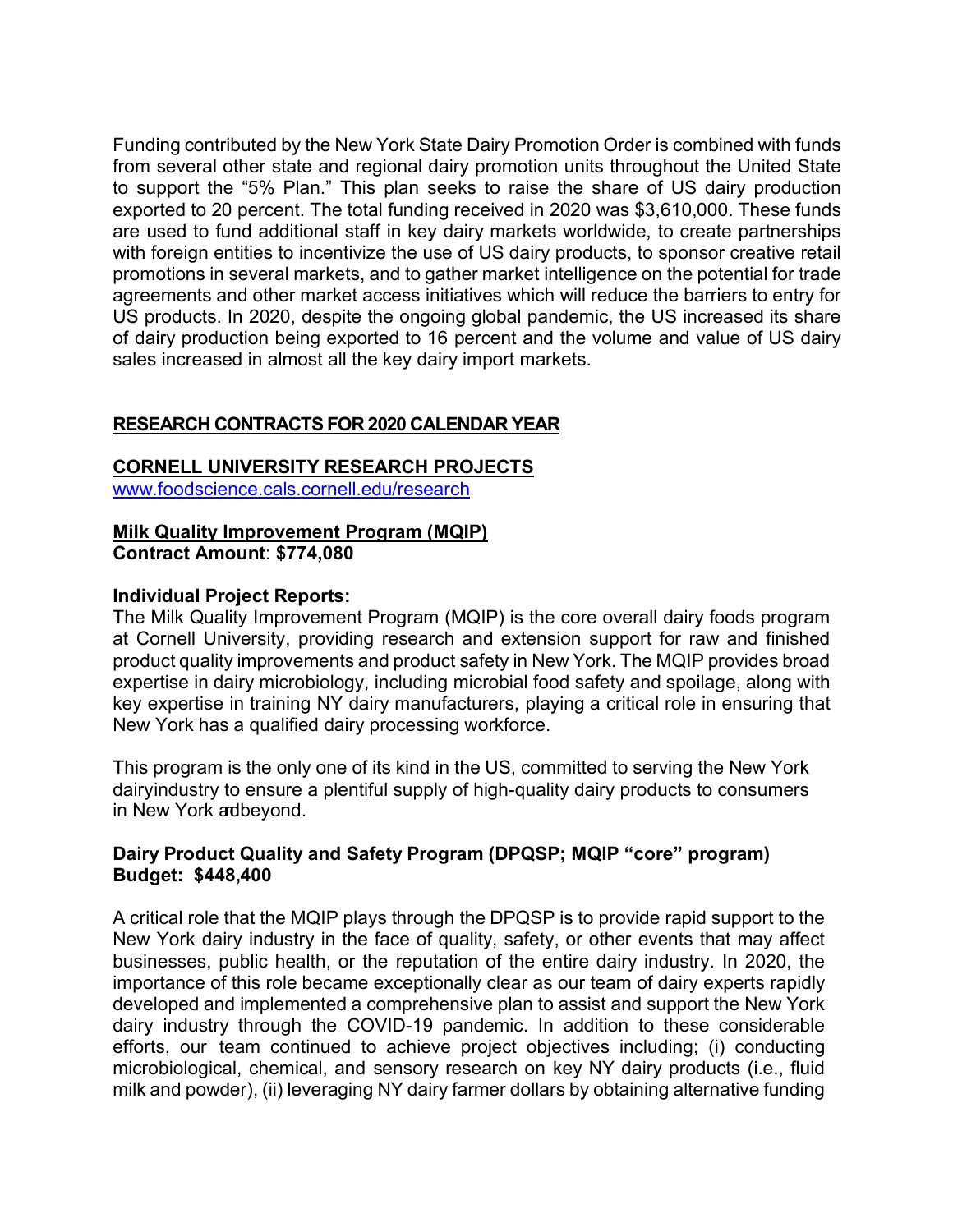Funding contributed by the New York State Dairy Promotion Order is combined with funds from several other state and regional dairy promotion units throughout the United State to support the "5% Plan." This plan seeks to raise the share of US dairy production exported to 20 percent. The total funding received in 2020 was $3,610,000. These funds are used to fund additional staff in key dairy markets worldwide, to create partnerships with foreign entities to incentivize the use of US dairy products, to sponsor creative retail promotions in several markets, and to gather market intelligence on the potential for trade agreements and other market access initiatives which will reduce the barriers to entry for US products. In 2020, despite the ongoing global pandemic, the US increased its share of dairy production being exported to 16 percent and the volume and value of US dairy sales increased in almost all the key dairy import markets.

## RESEARCH CONTRACTS FOR 2020 CALENDAR YEAR

### CORNELL UNIVERSITY RESEARCH PROJECTS

www.foodscience.cals.cornell.edu/research

**Milk Quality Improvement Program (MQIP)**
**Contract Amount**: **$774,080**

**Individual Project Reports:**

The Milk Quality Improvement Program (MQIP) is the core overall dairy foods program at Cornell University, providing research and extension support for raw and finished product quality improvements and product safety in New York. The MQIP provides broad expertise in dairy microbiology, including microbial food safety and spoilage, along with key expertise in training NY dairy manufacturers, playing a critical role in ensuring that New York has a qualified dairy processing workforce.

This program is the only one of its kind in the US, committed to serving the New York dairyindustry to ensure a plentiful supply of high-quality dairy products to consumers in New York andbeyond.

**Dairy Product Quality and Safety Program (DPQSP; MQIP "core" program)**
**Budget: $448,400**

A critical role that the MQIP plays through the DPQSP is to provide rapid support to the New York dairy industry in the face of quality, safety, or other events that may affect businesses, public health, or the reputation of the entire dairy industry. In 2020, the importance of this role became exceptionally clear as our team of dairy experts rapidly developed and implemented a comprehensive plan to assist and support the New York dairy industry through the COVID-19 pandemic. In addition to these considerable efforts, our team continued to achieve project objectives including; (i) conducting microbiological, chemical, and sensory research on key NY dairy products (i.e., fluid milk and powder), (ii) leveraging NY dairy farmer dollars by obtaining alternative funding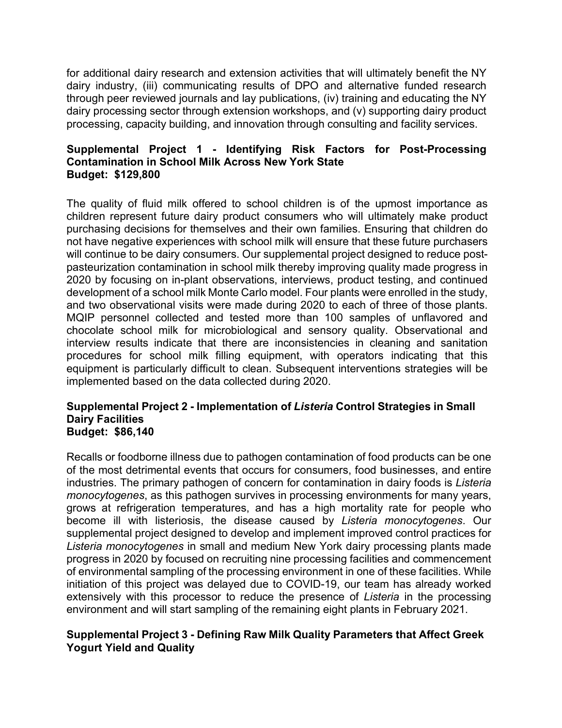for additional dairy research and extension activities that will ultimately benefit the NY dairy industry, (iii) communicating results of DPO and alternative funded research through peer reviewed journals and lay publications, (iv) training and educating the NY dairy processing sector through extension workshops, and (v) supporting dairy product processing, capacity building, and innovation through consulting and facility services.

**Supplemental Project 1 - Identifying Risk Factors for Post-Processing Contamination in School Milk Across New York State**
**Budget: $129,800**

The quality of fluid milk offered to school children is of the upmost importance as children represent future dairy product consumers who will ultimately make product purchasing decisions for themselves and their own families. Ensuring that children do not have negative experiences with school milk will ensure that these future purchasers will continue to be dairy consumers. Our supplemental project designed to reduce post-pasteurization contamination in school milk thereby improving quality made progress in 2020 by focusing on in-plant observations, interviews, product testing, and continued development of a school milk Monte Carlo model. Four plants were enrolled in the study, and two observational visits were made during 2020 to each of three of those plants. MQIP personnel collected and tested more than 100 samples of unflavored and chocolate school milk for microbiological and sensory quality. Observational and interview results indicate that there are inconsistencies in cleaning and sanitation procedures for school milk filling equipment, with operators indicating that this equipment is particularly difficult to clean. Subsequent interventions strategies will be implemented based on the data collected during 2020.

**Supplemental Project 2 - Implementation of *Listeria* Control Strategies in Small Dairy Facilities**
**Budget: $86,140**

Recalls or foodborne illness due to pathogen contamination of food products can be one of the most detrimental events that occurs for consumers, food businesses, and entire industries. The primary pathogen of concern for contamination in dairy foods is *Listeria monocytogenes*, as this pathogen survives in processing environments for many years, grows at refrigeration temperatures, and has a high mortality rate for people who become ill with listeriosis, the disease caused by *Listeria monocytogenes*. Our supplemental project designed to develop and implement improved control practices for *Listeria monocytogenes* in small and medium New York dairy processing plants made progress in 2020 by focused on recruiting nine processing facilities and commencement of environmental sampling of the processing environment in one of these facilities. While initiation of this project was delayed due to COVID-19, our team has already worked extensively with this processor to reduce the presence of *Listeria* in the processing environment and will start sampling of the remaining eight plants in February 2021.

**Supplemental Project 3 - Defining Raw Milk Quality Parameters that Affect Greek Yogurt Yield and Quality**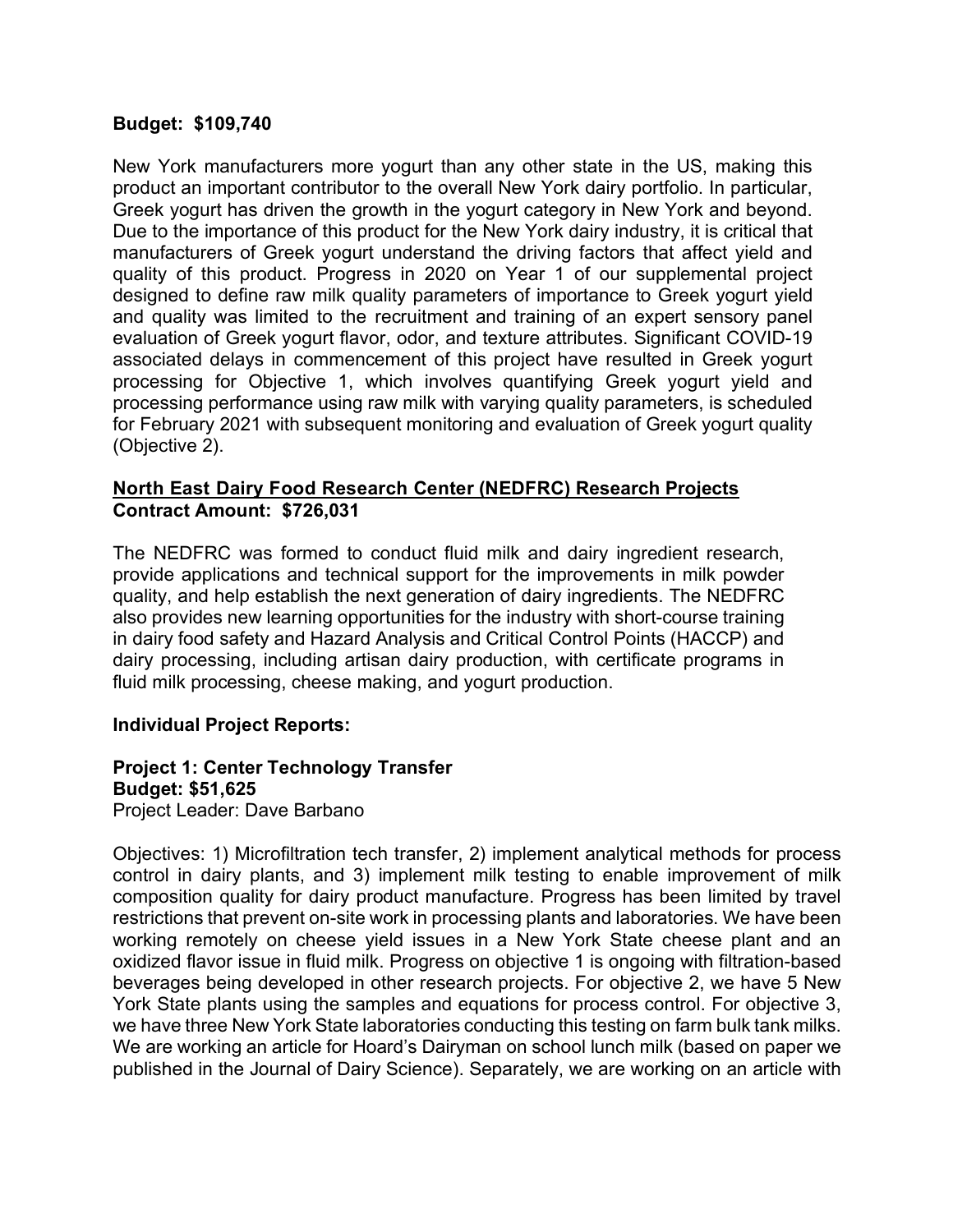**Budget: $109,740**

New York manufacturers more yogurt than any other state in the US, making this product an important contributor to the overall New York dairy portfolio. In particular, Greek yogurt has driven the growth in the yogurt category in New York and beyond. Due to the importance of this product for the New York dairy industry, it is critical that manufacturers of Greek yogurt understand the driving factors that affect yield and quality of this product. Progress in 2020 on Year 1 of our supplemental project designed to define raw milk quality parameters of importance to Greek yogurt yield and quality was limited to the recruitment and training of an expert sensory panel evaluation of Greek yogurt flavor, odor, and texture attributes. Significant COVID-19 associated delays in commencement of this project have resulted in Greek yogurt processing for Objective 1, which involves quantifying Greek yogurt yield and processing performance using raw milk with varying quality parameters, is scheduled for February 2021 with subsequent monitoring and evaluation of Greek yogurt quality (Objective 2).

**North East Dairy Food Research Center (NEDFRC) Research Projects**
**Contract Amount: $726,031**

The NEDFRC was formed to conduct fluid milk and dairy ingredient research, provide applications and technical support for the improvements in milk powder quality, and help establish the next generation of dairy ingredients. The NEDFRC also provides new learning opportunities for the industry with short-course training in dairy food safety and Hazard Analysis and Critical Control Points (HACCP) and dairy processing, including artisan dairy production, with certificate programs in fluid milk processing, cheese making, and yogurt production.

**Individual Project Reports:**

**Project 1: Center Technology Transfer**
**Budget: $51,625**
Project Leader: Dave Barbano

Objectives: 1) Microfiltration tech transfer, 2) implement analytical methods for process control in dairy plants, and 3) implement milk testing to enable improvement of milk composition quality for dairy product manufacture. Progress has been limited by travel restrictions that prevent on-site work in processing plants and laboratories. We have been working remotely on cheese yield issues in a New York State cheese plant and an oxidized flavor issue in fluid milk. Progress on objective 1 is ongoing with filtration-based beverages being developed in other research projects. For objective 2, we have 5 New York State plants using the samples and equations for process control. For objective 3, we have three New York State laboratories conducting this testing on farm bulk tank milks. We are working an article for Hoard's Dairyman on school lunch milk (based on paper we published in the Journal of Dairy Science). Separately, we are working on an article with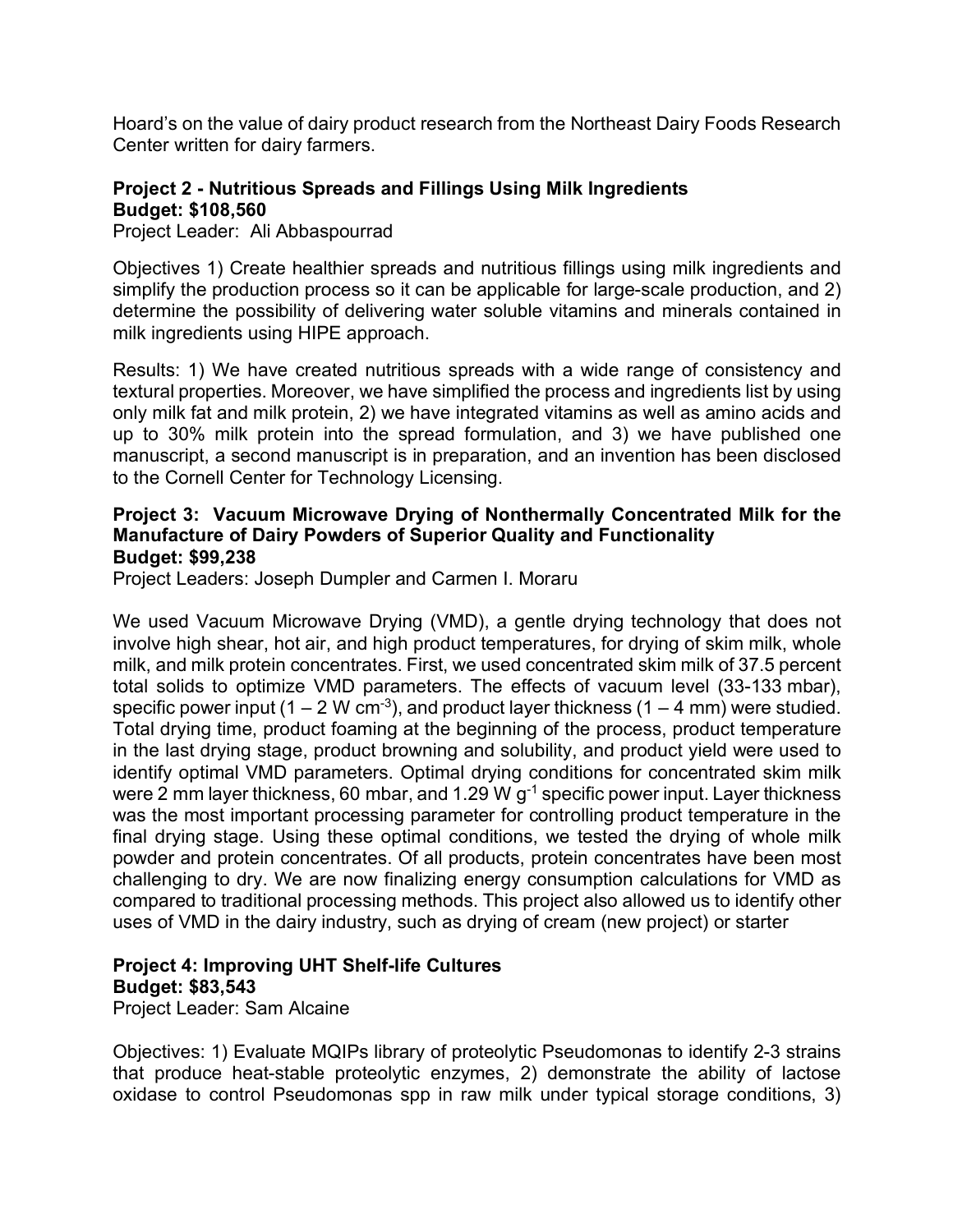Hoard's on the value of dairy product research from the Northeast Dairy Foods Research Center written for dairy farmers.

**Project 2 - Nutritious Spreads and Fillings Using Milk Ingredients**
**Budget: $108,560**
Project Leader: Ali Abbaspourrad

Objectives 1) Create healthier spreads and nutritious fillings using milk ingredients and simplify the production process so it can be applicable for large-scale production, and 2) determine the possibility of delivering water soluble vitamins and minerals contained in milk ingredients using HIPE approach.

Results: 1) We have created nutritious spreads with a wide range of consistency and textural properties. Moreover, we have simplified the process and ingredients list by using only milk fat and milk protein, 2) we have integrated vitamins as well as amino acids and up to 30% milk protein into the spread formulation, and 3) we have published one manuscript, a second manuscript is in preparation, and an invention has been disclosed to the Cornell Center for Technology Licensing.

**Project 3: Vacuum Microwave Drying of Nonthermally Concentrated Milk for the Manufacture of Dairy Powders of Superior Quality and Functionality**
**Budget: $99,238**
Project Leaders: Joseph Dumpler and Carmen I. Moraru

We used Vacuum Microwave Drying (VMD), a gentle drying technology that does not involve high shear, hot air, and high product temperatures, for drying of skim milk, whole milk, and milk protein concentrates. First, we used concentrated skim milk of 37.5 percent total solids to optimize VMD parameters. The effects of vacuum level (33-133 mbar), specific power input ($1 - 2$ W $cm^{-3}$), and product layer thickness ($1 - 4$ mm) were studied. Total drying time, product foaming at the beginning of the process, product temperature in the last drying stage, product browning and solubility, and product yield were used to identify optimal VMD parameters. Optimal drying conditions for concentrated skim milk were 2 mm layer thickness, 60 mbar, and 1.29 W $g^{-1}$ specific power input. Layer thickness was the most important processing parameter for controlling product temperature in the final drying stage. Using these optimal conditions, we tested the drying of whole milk powder and protein concentrates. Of all products, protein concentrates have been most challenging to dry. We are now finalizing energy consumption calculations for VMD as compared to traditional processing methods. This project also allowed us to identify other uses of VMD in the dairy industry, such as drying of cream (new project) or starter

**Project 4: Improving UHT Shelf-life Cultures**
**Budget: $83,543**
Project Leader: Sam Alcaine

Objectives: 1) Evaluate MQIPs library of proteolytic Pseudomonas to identify 2-3 strains that produce heat-stable proteolytic enzymes, 2) demonstrate the ability of lactose oxidase to control Pseudomonas spp in raw milk under typical storage conditions, 3)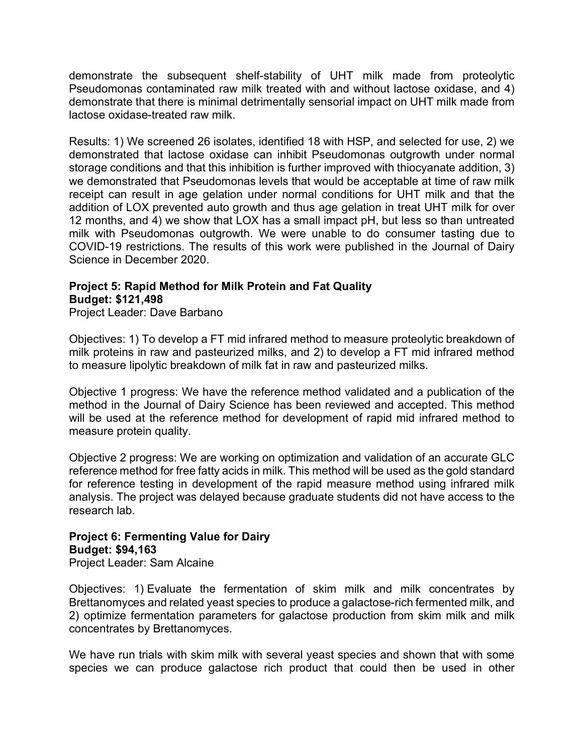demonstrate the subsequent shelf-stability of UHT milk made from proteolytic Pseudomonas contaminated raw milk treated with and without lactose oxidase, and 4) demonstrate that there is minimal detrimentally sensorial impact on UHT milk made from lactose oxidase-treated raw milk.

Results: 1) We screened 26 isolates, identified 18 with HSP, and selected for use, 2) we demonstrated that lactose oxidase can inhibit Pseudomonas outgrowth under normal storage conditions and that this inhibition is further improved with thiocyanate addition, 3) we demonstrated that Pseudomonas levels that would be acceptable at time of raw milk receipt can result in age gelation under normal conditions for UHT milk and that the addition of LOX prevented auto growth and thus age gelation in treat UHT milk for over 12 months, and 4) we show that LOX has a small impact pH, but less so than untreated milk with Pseudomonas outgrowth. We were unable to do consumer tasting due to COVID-19 restrictions. The results of this work were published in the Journal of Dairy Science in December 2020.

**Project 5: Rapid Method for Milk Protein and Fat Quality**
**Budget: $121,498**
Project Leader: Dave Barbano

Objectives: 1) To develop a FT mid infrared method to measure proteolytic breakdown of milk proteins in raw and pasteurized milks, and 2) to develop a FT mid infrared method to measure lipolytic breakdown of milk fat in raw and pasteurized milks.

Objective 1 progress: We have the reference method validated and a publication of the method in the Journal of Dairy Science has been reviewed and accepted. This method will be used at the reference method for development of rapid mid infrared method to measure protein quality.

Objective 2 progress: We are working on optimization and validation of an accurate GLC reference method for free fatty acids in milk. This method will be used as the gold standard for reference testing in development of the rapid measure method using infrared milk analysis. The project was delayed because graduate students did not have access to the research lab.

**Project 6: Fermenting Value for Dairy**
**Budget: $94,163**
Project Leader: Sam Alcaine

Objectives: 1) Evaluate the fermentation of skim milk and milk concentrates by Brettanomyces and related yeast species to produce a galactose-rich fermented milk, and 2) optimize fermentation parameters for galactose production from skim milk and milk concentrates by Brettanomyces.

We have run trials with skim milk with several yeast species and shown that with some species we can produce galactose rich product that could then be used in other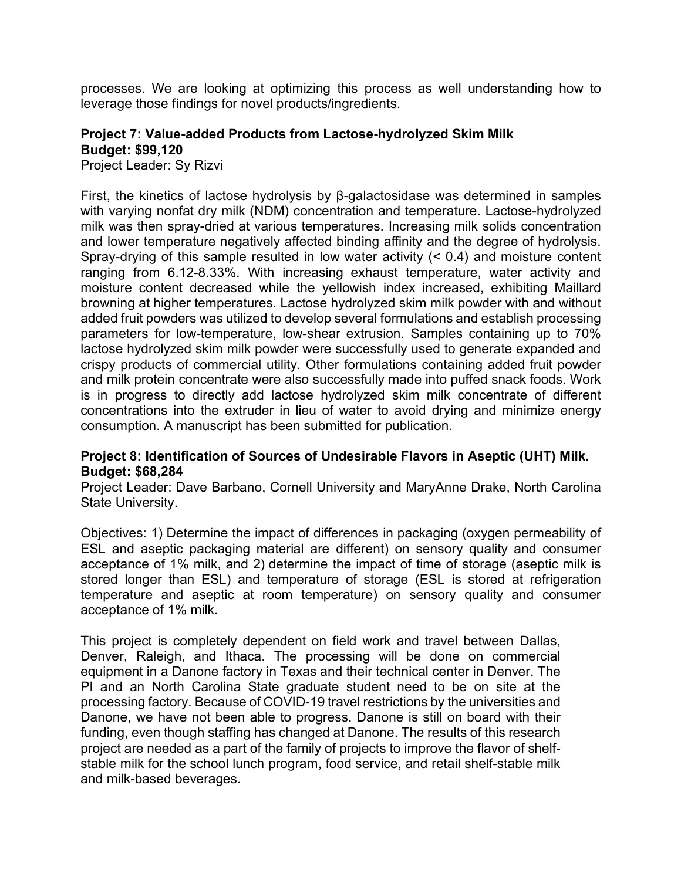processes. We are looking at optimizing this process as well understanding how to leverage those findings for novel products/ingredients.

**Project 7: Value-added Products from Lactose-hydrolyzed Skim Milk**
**Budget: $99,120**
Project Leader: Sy Rizvi

First, the kinetics of lactose hydrolysis by β-galactosidase was determined in samples with varying nonfat dry milk (NDM) concentration and temperature. Lactose-hydrolyzed milk was then spray-dried at various temperatures. Increasing milk solids concentration and lower temperature negatively affected binding affinity and the degree of hydrolysis. Spray-drying of this sample resulted in low water activity (< 0.4) and moisture content ranging from 6.12-8.33%. With increasing exhaust temperature, water activity and moisture content decreased while the yellowish index increased, exhibiting Maillard browning at higher temperatures. Lactose hydrolyzed skim milk powder with and without added fruit powders was utilized to develop several formulations and establish processing parameters for low-temperature, low-shear extrusion. Samples containing up to 70% lactose hydrolyzed skim milk powder were successfully used to generate expanded and crispy products of commercial utility. Other formulations containing added fruit powder and milk protein concentrate were also successfully made into puffed snack foods. Work is in progress to directly add lactose hydrolyzed skim milk concentrate of different concentrations into the extruder in lieu of water to avoid drying and minimize energy consumption. A manuscript has been submitted for publication.

**Project 8: Identification of Sources of Undesirable Flavors in Aseptic (UHT) Milk.**
**Budget: $68,284**
Project Leader: Dave Barbano, Cornell University and MaryAnne Drake, North Carolina State University.

Objectives: 1) Determine the impact of differences in packaging (oxygen permeability of ESL and aseptic packaging material are different) on sensory quality and consumer acceptance of 1% milk, and 2) determine the impact of time of storage (aseptic milk is stored longer than ESL) and temperature of storage (ESL is stored at refrigeration temperature and aseptic at room temperature) on sensory quality and consumer acceptance of 1% milk.

This project is completely dependent on field work and travel between Dallas, Denver, Raleigh, and Ithaca. The processing will be done on commercial equipment in a Danone factory in Texas and their technical center in Denver. The PI and an North Carolina State graduate student need to be on site at the processing factory. Because of COVID-19 travel restrictions by the universities and Danone, we have not been able to progress. Danone is still on board with their funding, even though staffing has changed at Danone. The results of this research project are needed as a part of the family of projects to improve the flavor of shelf-stable milk for the school lunch program, food service, and retail shelf-stable milk and milk-based beverages.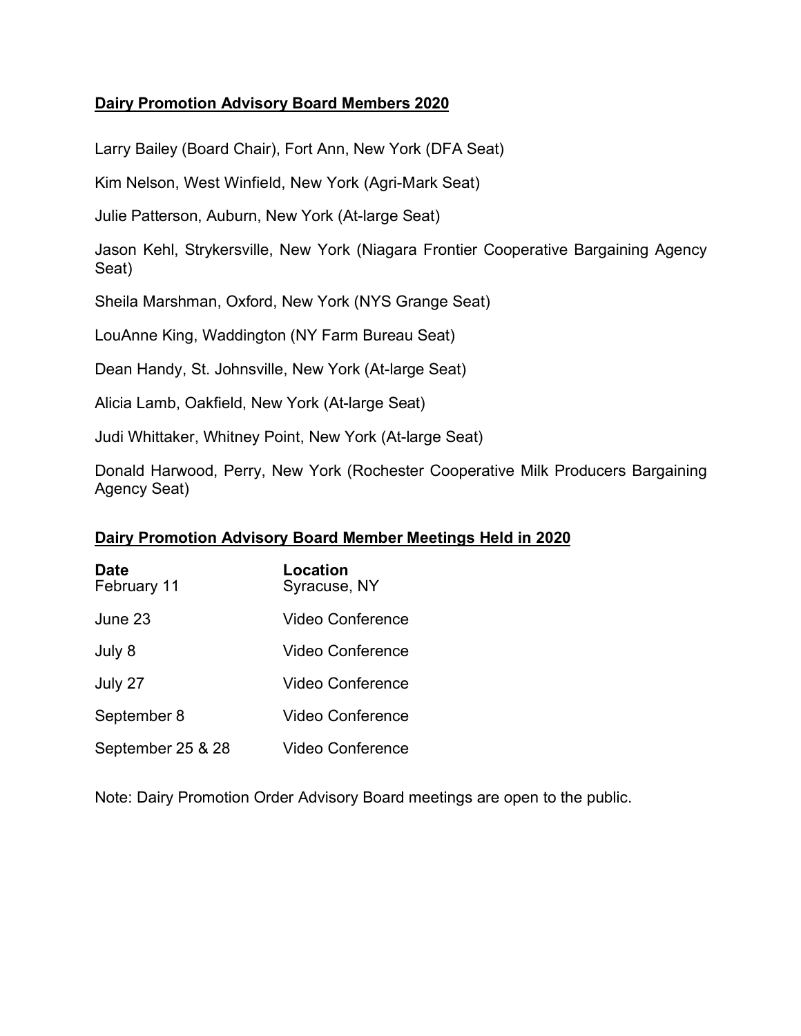## Dairy Promotion Advisory Board Members 2020

Larry Bailey (Board Chair), Fort Ann, New York (DFA Seat)

Kim Nelson, West Winfield, New York (Agri-Mark Seat)

Julie Patterson, Auburn, New York (At-large Seat)

Jason Kehl, Strykersville, New York (Niagara Frontier Cooperative Bargaining Agency Seat)

Sheila Marshman, Oxford, New York (NYS Grange Seat)

LouAnne King, Waddington (NY Farm Bureau Seat)

Dean Handy, St. Johnsville, New York (At-large Seat)

Alicia Lamb, Oakfield, New York (At-large Seat)

Judi Whittaker, Whitney Point, New York (At-large Seat)

Donald Harwood, Perry, New York (Rochester Cooperative Milk Producers Bargaining Agency Seat)

## Dairy Promotion Advisory Board Member Meetings Held in 2020

| Date | Location |
|---|---|
| February 11 | Syracuse, NY |
| June 23 | Video Conference |
| July 8 | Video Conference |
| July 27 | Video Conference |
| September 8 | Video Conference |
| September 25 & 28 | Video Conference |

Note: Dairy Promotion Order Advisory Board meetings are open to the public.